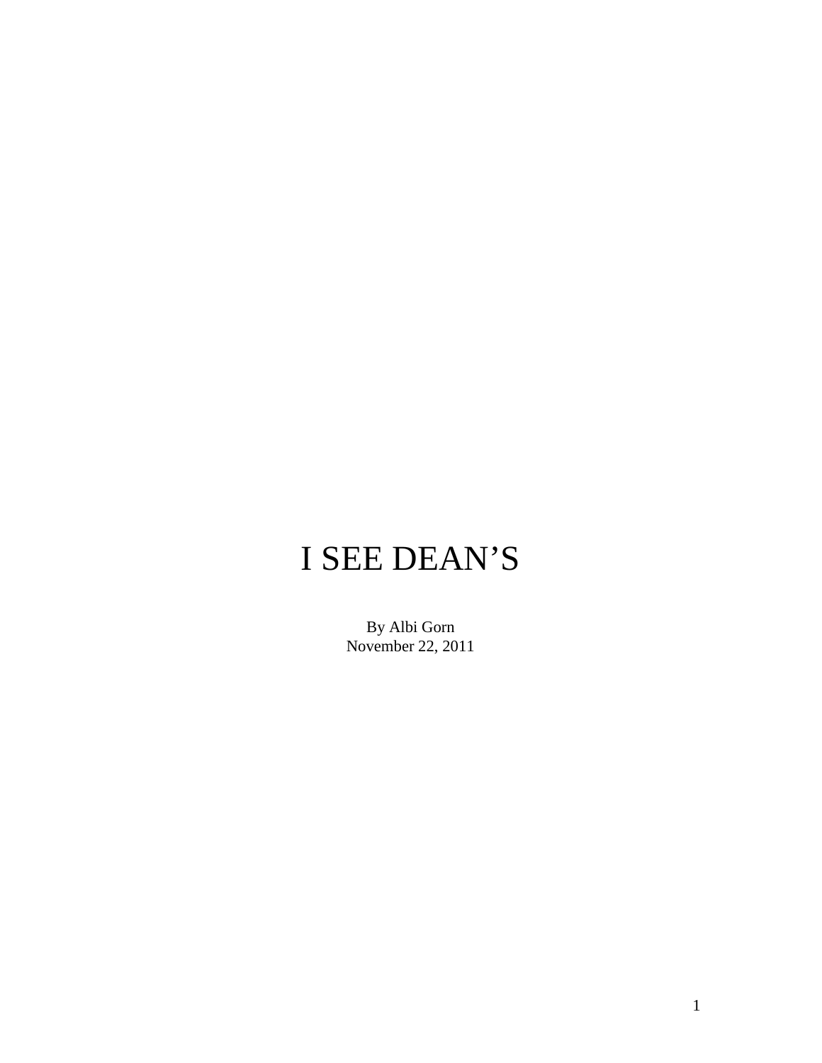# I SEE DEAN'S

By Albi Gorn
November 22, 2011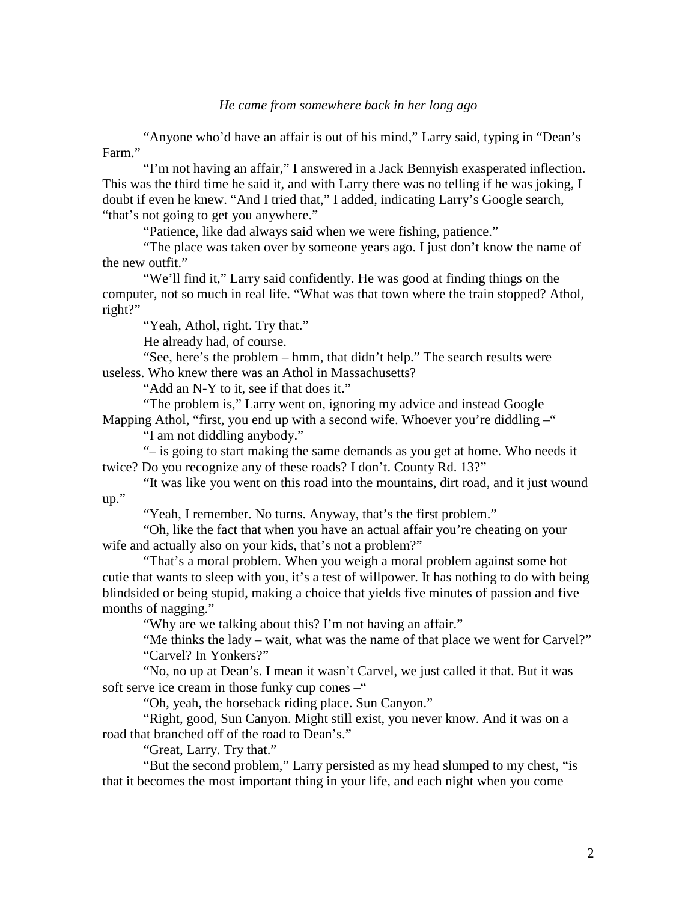*He came from somewhere back in her long ago*

"Anyone who'd have an affair is out of his mind," Larry said, typing in "Dean's Farm."

"I'm not having an affair," I answered in a Jack Bennyish exasperated inflection. This was the third time he said it, and with Larry there was no telling if he was joking, I doubt if even he knew. "And I tried that," I added, indicating Larry's Google search, "that's not going to get you anywhere."

"Patience, like dad always said when we were fishing, patience."

"The place was taken over by someone years ago. I just don't know the name of the new outfit."

"We'll find it," Larry said confidently. He was good at finding things on the computer, not so much in real life. "What was that town where the train stopped? Athol, right?"

"Yeah, Athol, right. Try that."

He already had, of course.

"See, here's the problem – hmm, that didn't help." The search results were useless. Who knew there was an Athol in Massachusetts?

"Add an N-Y to it, see if that does it."

"The problem is," Larry went on, ignoring my advice and instead Google Mapping Athol, "first, you end up with a second wife. Whoever you're diddling –"

"I am not diddling anybody."

"– is going to start making the same demands as you get at home. Who needs it twice? Do you recognize any of these roads? I don't. County Rd. 13?"

"It was like you went on this road into the mountains, dirt road, and it just wound up."

"Yeah, I remember. No turns. Anyway, that's the first problem."

"Oh, like the fact that when you have an actual affair you're cheating on your wife and actually also on your kids, that's not a problem?"

"That's a moral problem. When you weigh a moral problem against some hot cutie that wants to sleep with you, it's a test of willpower. It has nothing to do with being blindsided or being stupid, making a choice that yields five minutes of passion and five months of nagging."

"Why are we talking about this? I'm not having an affair."

"Me thinks the lady – wait, what was the name of that place we went for Carvel?"

"Carvel? In Yonkers?"

"No, no up at Dean's. I mean it wasn't Carvel, we just called it that. But it was soft serve ice cream in those funky cup cones –"

"Oh, yeah, the horseback riding place. Sun Canyon."

"Right, good, Sun Canyon. Might still exist, you never know. And it was on a road that branched off of the road to Dean's."

"Great, Larry. Try that."

"But the second problem," Larry persisted as my head slumped to my chest, "is that it becomes the most important thing in your life, and each night when you come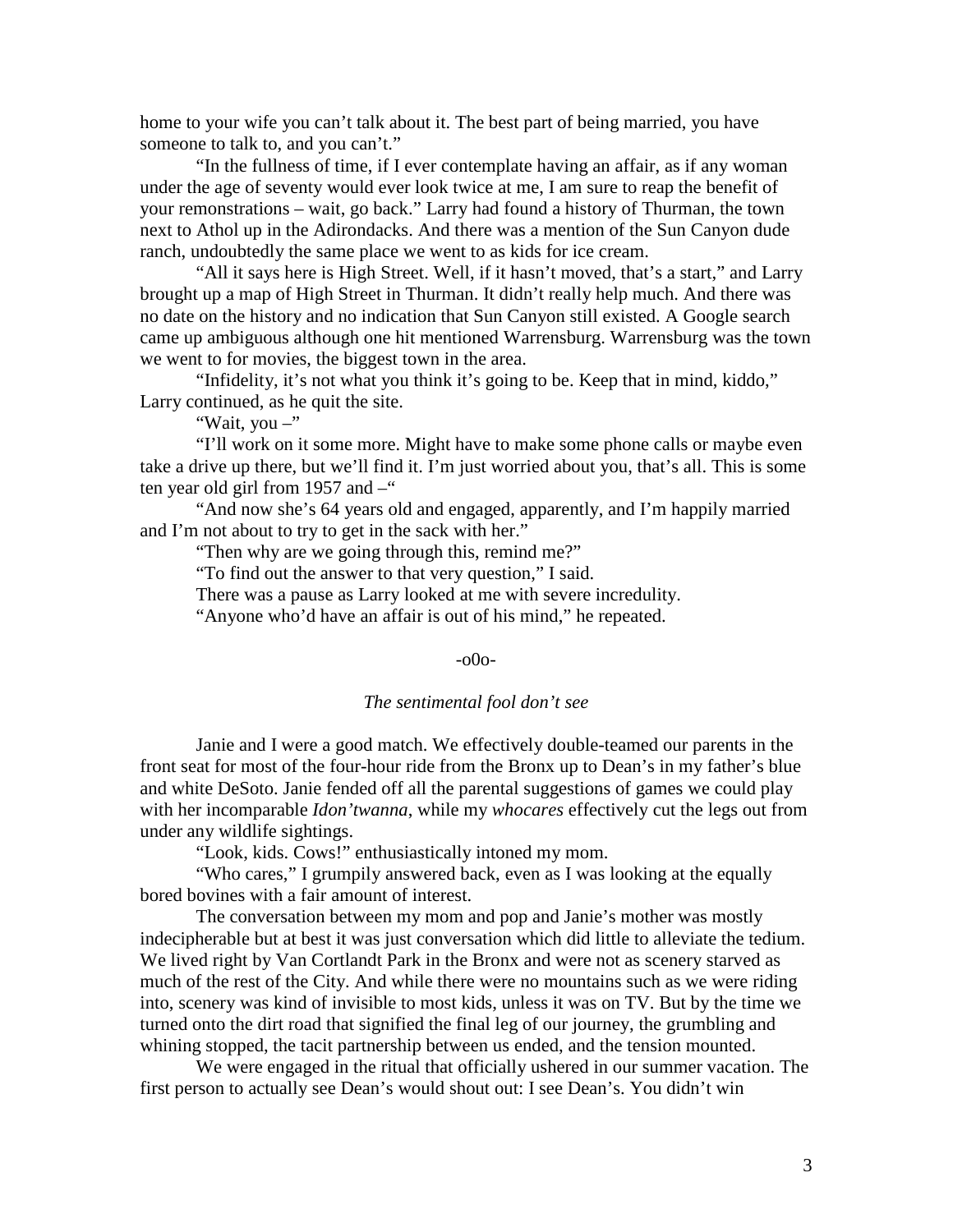home to your wife you can't talk about it. The best part of being married, you have someone to talk to, and you can't."

"In the fullness of time, if I ever contemplate having an affair, as if any woman under the age of seventy would ever look twice at me, I am sure to reap the benefit of your remonstrations – wait, go back." Larry had found a history of Thurman, the town next to Athol up in the Adirondacks. And there was a mention of the Sun Canyon dude ranch, undoubtedly the same place we went to as kids for ice cream.

"All it says here is High Street. Well, if it hasn't moved, that's a start," and Larry brought up a map of High Street in Thurman. It didn't really help much. And there was no date on the history and no indication that Sun Canyon still existed. A Google search came up ambiguous although one hit mentioned Warrensburg. Warrensburg was the town we went to for movies, the biggest town in the area.

"Infidelity, it's not what you think it's going to be. Keep that in mind, kiddo," Larry continued, as he quit the site.

"Wait, you –"

"I'll work on it some more. Might have to make some phone calls or maybe even take a drive up there, but we'll find it. I'm just worried about you, that's all. This is some ten year old girl from 1957 and –"

"And now she's 64 years old and engaged, apparently, and I'm happily married and I'm not about to try to get in the sack with her."

"Then why are we going through this, remind me?"

"To find out the answer to that very question," I said.

There was a pause as Larry looked at me with severe incredulity.

"Anyone who'd have an affair is out of his mind," he repeated.

-o0o-

*The sentimental fool don't see*

Janie and I were a good match. We effectively double-teamed our parents in the front seat for most of the four-hour ride from the Bronx up to Dean's in my father's blue and white DeSoto. Janie fended off all the parental suggestions of games we could play with her incomparable *Idon'twanna*, while my *whocares* effectively cut the legs out from under any wildlife sightings.

"Look, kids. Cows!" enthusiastically intoned my mom.

"Who cares," I grumpily answered back, even as I was looking at the equally bored bovines with a fair amount of interest.

The conversation between my mom and pop and Janie's mother was mostly indecipherable but at best it was just conversation which did little to alleviate the tedium. We lived right by Van Cortlandt Park in the Bronx and were not as scenery starved as much of the rest of the City. And while there were no mountains such as we were riding into, scenery was kind of invisible to most kids, unless it was on TV. But by the time we turned onto the dirt road that signified the final leg of our journey, the grumbling and whining stopped, the tacit partnership between us ended, and the tension mounted.

We were engaged in the ritual that officially ushered in our summer vacation. The first person to actually see Dean's would shout out: I see Dean's. You didn't win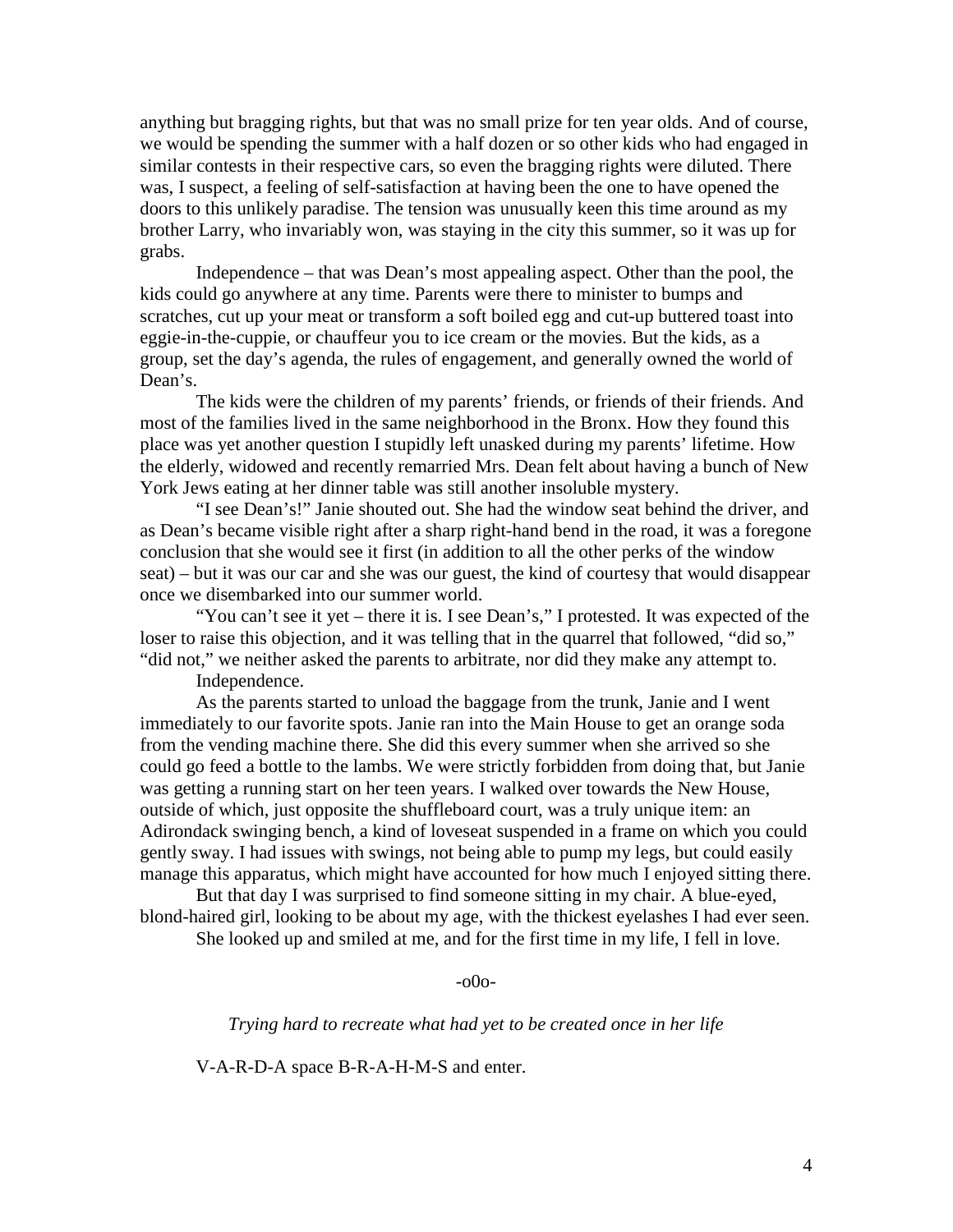anything but bragging rights, but that was no small prize for ten year olds. And of course, we would be spending the summer with a half dozen or so other kids who had engaged in similar contests in their respective cars, so even the bragging rights were diluted. There was, I suspect, a feeling of self-satisfaction at having been the one to have opened the doors to this unlikely paradise. The tension was unusually keen this time around as my brother Larry, who invariably won, was staying in the city this summer, so it was up for grabs.

Independence – that was Dean's most appealing aspect. Other than the pool, the kids could go anywhere at any time. Parents were there to minister to bumps and scratches, cut up your meat or transform a soft boiled egg and cut-up buttered toast into eggie-in-the-cuppie, or chauffeur you to ice cream or the movies. But the kids, as a group, set the day's agenda, the rules of engagement, and generally owned the world of Dean's.

The kids were the children of my parents' friends, or friends of their friends. And most of the families lived in the same neighborhood in the Bronx. How they found this place was yet another question I stupidly left unasked during my parents' lifetime. How the elderly, widowed and recently remarried Mrs. Dean felt about having a bunch of New York Jews eating at her dinner table was still another insoluble mystery.

"I see Dean's!" Janie shouted out. She had the window seat behind the driver, and as Dean's became visible right after a sharp right-hand bend in the road, it was a foregone conclusion that she would see it first (in addition to all the other perks of the window seat) – but it was our car and she was our guest, the kind of courtesy that would disappear once we disembarked into our summer world.

"You can't see it yet – there it is. I see Dean's," I protested. It was expected of the loser to raise this objection, and it was telling that in the quarrel that followed, "did so," "did not," we neither asked the parents to arbitrate, nor did they make any attempt to.

Independence.

As the parents started to unload the baggage from the trunk, Janie and I went immediately to our favorite spots. Janie ran into the Main House to get an orange soda from the vending machine there. She did this every summer when she arrived so she could go feed a bottle to the lambs. We were strictly forbidden from doing that, but Janie was getting a running start on her teen years. I walked over towards the New House, outside of which, just opposite the shuffleboard court, was a truly unique item: an Adirondack swinging bench, a kind of loveseat suspended in a frame on which you could gently sway. I had issues with swings, not being able to pump my legs, but could easily manage this apparatus, which might have accounted for how much I enjoyed sitting there.

But that day I was surprised to find someone sitting in my chair. A blue-eyed, blond-haired girl, looking to be about my age, with the thickest eyelashes I had ever seen.

She looked up and smiled at me, and for the first time in my life, I fell in love.

-o0o-

*Trying hard to recreate what had yet to be created once in her life*

V-A-R-D-A space B-R-A-H-M-S and enter.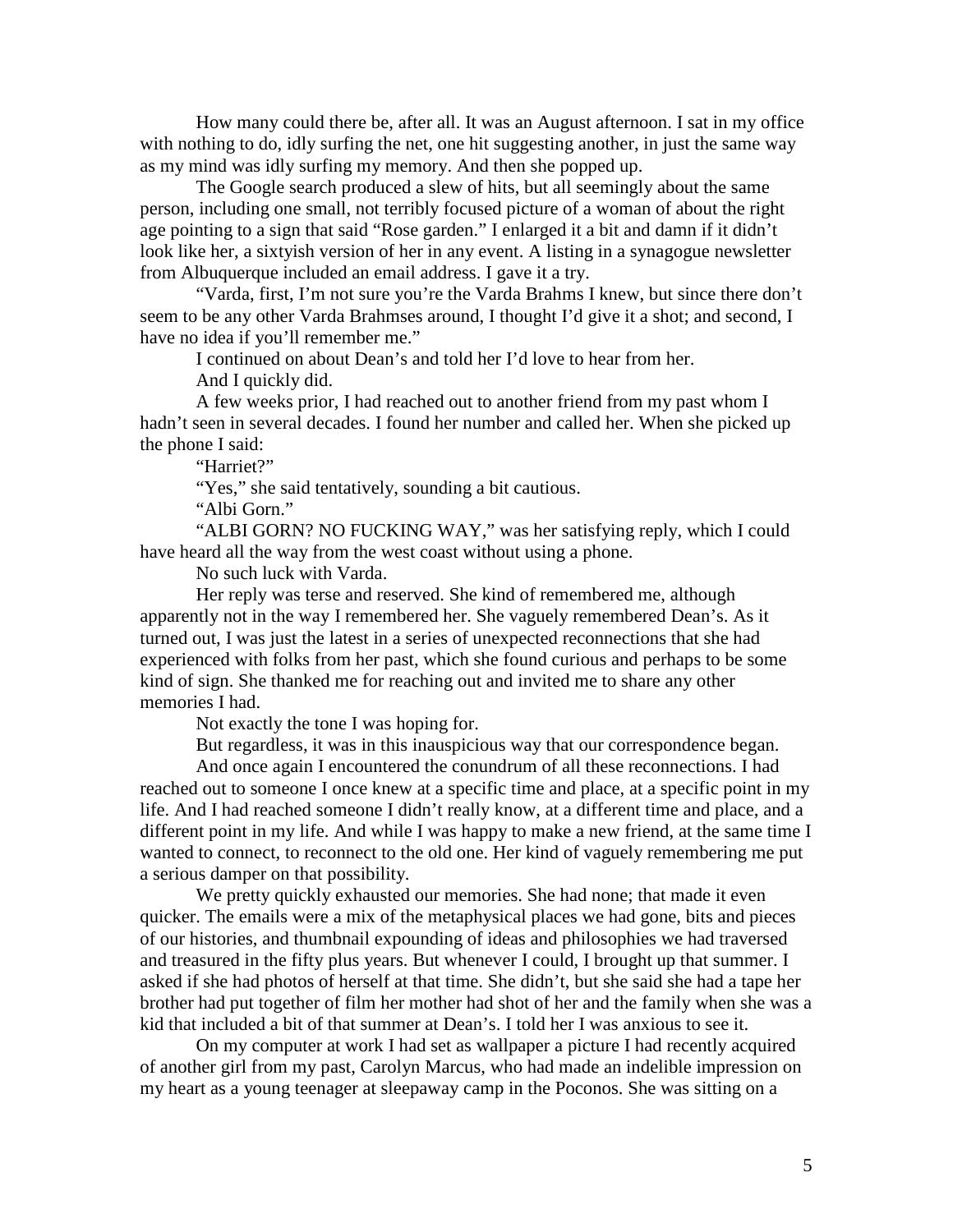How many could there be, after all. It was an August afternoon. I sat in my office with nothing to do, idly surfing the net, one hit suggesting another, in just the same way as my mind was idly surfing my memory. And then she popped up.

The Google search produced a slew of hits, but all seemingly about the same person, including one small, not terribly focused picture of a woman of about the right age pointing to a sign that said "Rose garden." I enlarged it a bit and damn if it didn't look like her, a sixtyish version of her in any event. A listing in a synagogue newsletter from Albuquerque included an email address. I gave it a try.

"Varda, first, I'm not sure you're the Varda Brahms I knew, but since there don't seem to be any other Varda Brahmses around, I thought I'd give it a shot; and second, I have no idea if you'll remember me."

I continued on about Dean's and told her I'd love to hear from her.

And I quickly did.

A few weeks prior, I had reached out to another friend from my past whom I hadn't seen in several decades. I found her number and called her. When she picked up the phone I said:

"Harriet?"

"Yes," she said tentatively, sounding a bit cautious.

"Albi Gorn."

"ALBI GORN? NO FUCKING WAY," was her satisfying reply, which I could have heard all the way from the west coast without using a phone.

No such luck with Varda.

Her reply was terse and reserved. She kind of remembered me, although apparently not in the way I remembered her. She vaguely remembered Dean's. As it turned out, I was just the latest in a series of unexpected reconnections that she had experienced with folks from her past, which she found curious and perhaps to be some kind of sign. She thanked me for reaching out and invited me to share any other memories I had.

Not exactly the tone I was hoping for.

But regardless, it was in this inauspicious way that our correspondence began.

And once again I encountered the conundrum of all these reconnections. I had reached out to someone I once knew at a specific time and place, at a specific point in my life. And I had reached someone I didn't really know, at a different time and place, and a different point in my life. And while I was happy to make a new friend, at the same time I wanted to connect, to reconnect to the old one. Her kind of vaguely remembering me put a serious damper on that possibility.

We pretty quickly exhausted our memories. She had none; that made it even quicker. The emails were a mix of the metaphysical places we had gone, bits and pieces of our histories, and thumbnail expounding of ideas and philosophies we had traversed and treasured in the fifty plus years. But whenever I could, I brought up that summer. I asked if she had photos of herself at that time. She didn't, but she said she had a tape her brother had put together of film her mother had shot of her and the family when she was a kid that included a bit of that summer at Dean's. I told her I was anxious to see it.

On my computer at work I had set as wallpaper a picture I had recently acquired of another girl from my past, Carolyn Marcus, who had made an indelible impression on my heart as a young teenager at sleepaway camp in the Poconos. She was sitting on a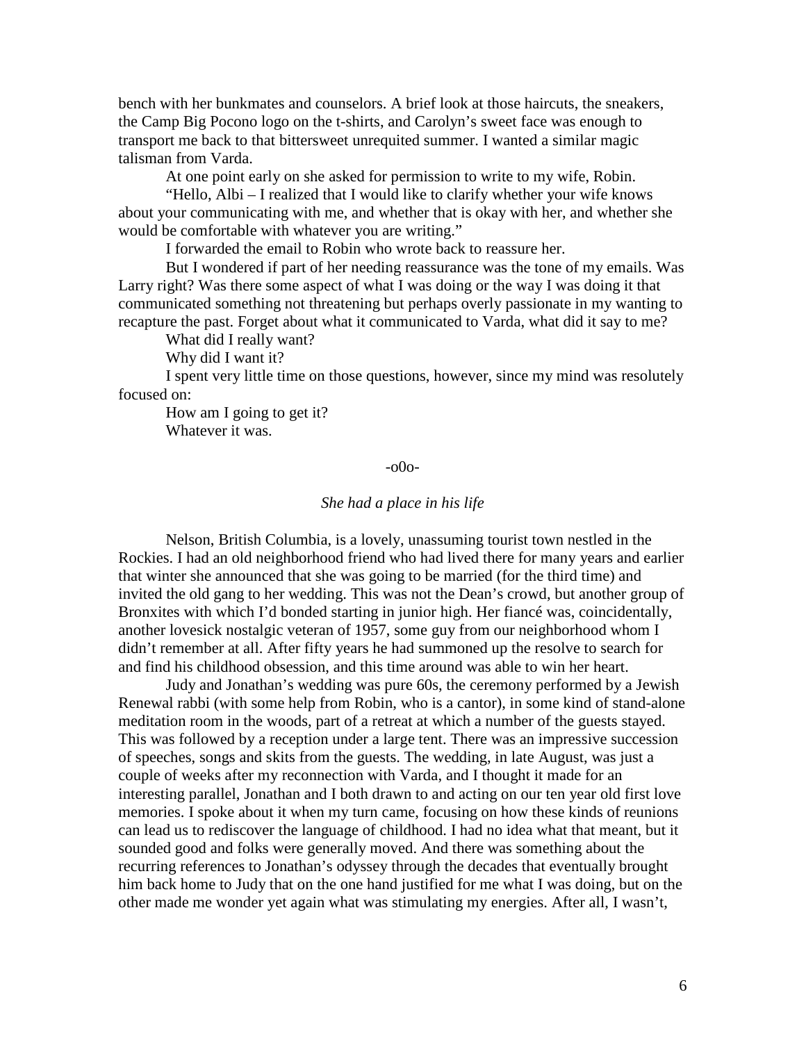bench with her bunkmates and counselors. A brief look at those haircuts, the sneakers, the Camp Big Pocono logo on the t-shirts, and Carolyn's sweet face was enough to transport me back to that bittersweet unrequited summer. I wanted a similar magic talisman from Varda.

At one point early on she asked for permission to write to my wife, Robin.

"Hello, Albi – I realized that I would like to clarify whether your wife knows about your communicating with me, and whether that is okay with her, and whether she would be comfortable with whatever you are writing."

I forwarded the email to Robin who wrote back to reassure her.

But I wondered if part of her needing reassurance was the tone of my emails. Was Larry right? Was there some aspect of what I was doing or the way I was doing it that communicated something not threatening but perhaps overly passionate in my wanting to recapture the past. Forget about what it communicated to Varda, what did it say to me?

What did I really want?

Why did I want it?

I spent very little time on those questions, however, since my mind was resolutely focused on:

How am I going to get it?

Whatever it was.

-o0o-

*She had a place in his life*

Nelson, British Columbia, is a lovely, unassuming tourist town nestled in the Rockies. I had an old neighborhood friend who had lived there for many years and earlier that winter she announced that she was going to be married (for the third time) and invited the old gang to her wedding. This was not the Dean's crowd, but another group of Bronxites with which I'd bonded starting in junior high. Her fiancé was, coincidentally, another lovesick nostalgic veteran of 1957, some guy from our neighborhood whom I didn't remember at all. After fifty years he had summoned up the resolve to search for and find his childhood obsession, and this time around was able to win her heart.

Judy and Jonathan's wedding was pure 60s, the ceremony performed by a Jewish Renewal rabbi (with some help from Robin, who is a cantor), in some kind of stand-alone meditation room in the woods, part of a retreat at which a number of the guests stayed. This was followed by a reception under a large tent. There was an impressive succession of speeches, songs and skits from the guests. The wedding, in late August, was just a couple of weeks after my reconnection with Varda, and I thought it made for an interesting parallel, Jonathan and I both drawn to and acting on our ten year old first love memories. I spoke about it when my turn came, focusing on how these kinds of reunions can lead us to rediscover the language of childhood. I had no idea what that meant, but it sounded good and folks were generally moved. And there was something about the recurring references to Jonathan's odyssey through the decades that eventually brought him back home to Judy that on the one hand justified for me what I was doing, but on the other made me wonder yet again what was stimulating my energies. After all, I wasn't,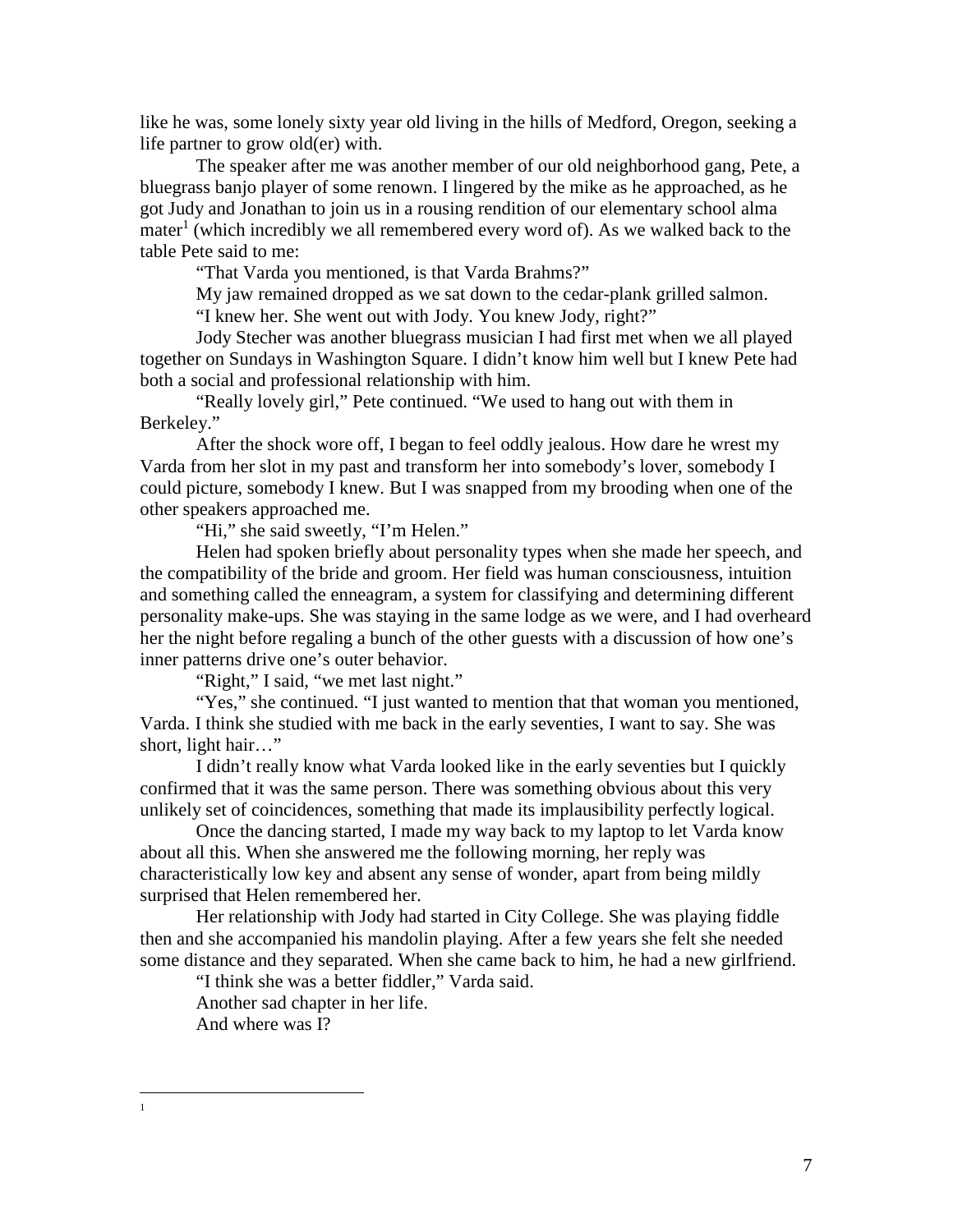like he was, some lonely sixty year old living in the hills of Medford, Oregon, seeking a life partner to grow old(er) with.

The speaker after me was another member of our old neighborhood gang, Pete, a bluegrass banjo player of some renown. I lingered by the mike as he approached, as he got Judy and Jonathan to join us in a rousing rendition of our elementary school alma mater[1] (which incredibly we all remembered every word of). As we walked back to the table Pete said to me:

"That Varda you mentioned, is that Varda Brahms?"

My jaw remained dropped as we sat down to the cedar-plank grilled salmon.

"I knew her. She went out with Jody. You knew Jody, right?"

Jody Stecher was another bluegrass musician I had first met when we all played together on Sundays in Washington Square. I didn't know him well but I knew Pete had both a social and professional relationship with him.

"Really lovely girl," Pete continued. "We used to hang out with them in Berkeley."

After the shock wore off, I began to feel oddly jealous. How dare he wrest my Varda from her slot in my past and transform her into somebody's lover, somebody I could picture, somebody I knew. But I was snapped from my brooding when one of the other speakers approached me.

"Hi," she said sweetly, "I'm Helen."

Helen had spoken briefly about personality types when she made her speech, and the compatibility of the bride and groom. Her field was human consciousness, intuition and something called the enneagram, a system for classifying and determining different personality make-ups. She was staying in the same lodge as we were, and I had overheard her the night before regaling a bunch of the other guests with a discussion of how one's inner patterns drive one's outer behavior.

"Right," I said, "we met last night."

"Yes," she continued. "I just wanted to mention that that woman you mentioned, Varda. I think she studied with me back in the early seventies, I want to say. She was short, light hair…"

I didn't really know what Varda looked like in the early seventies but I quickly confirmed that it was the same person. There was something obvious about this very unlikely set of coincidences, something that made its implausibility perfectly logical.

Once the dancing started, I made my way back to my laptop to let Varda know about all this. When she answered me the following morning, her reply was characteristically low key and absent any sense of wonder, apart from being mildly surprised that Helen remembered her.

Her relationship with Jody had started in City College. She was playing fiddle then and she accompanied his mandolin playing. After a few years she felt she needed some distance and they separated. When she came back to him, he had a new girlfriend.

"I think she was a better fiddler," Varda said.

Another sad chapter in her life.

And where was I?

---

[1]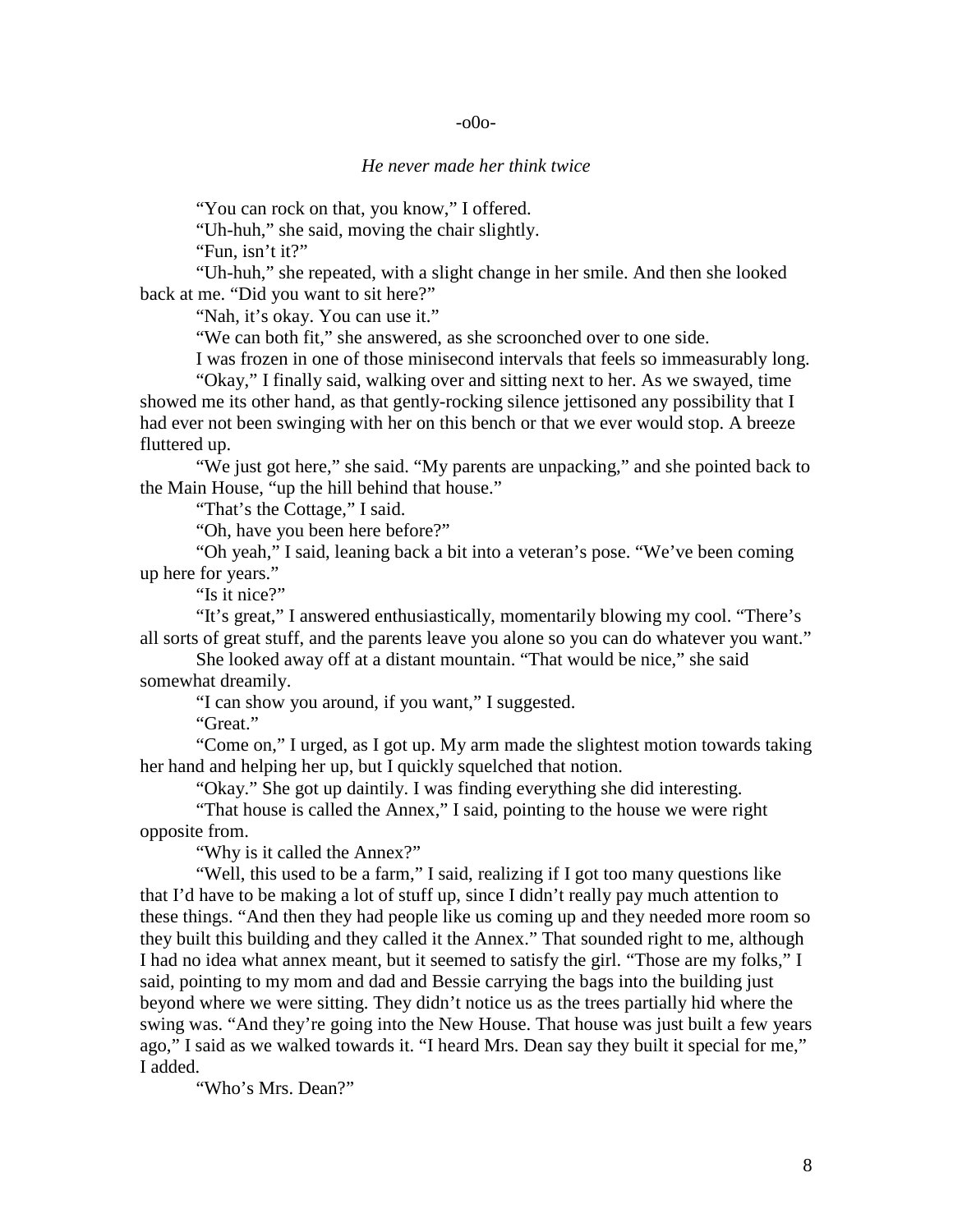-o0o-

*He never made her think twice*

"You can rock on that, you know," I offered.

"Uh-huh," she said, moving the chair slightly.

"Fun, isn't it?"

"Uh-huh," she repeated, with a slight change in her smile. And then she looked back at me. "Did you want to sit here?"

"Nah, it's okay. You can use it."

"We can both fit," she answered, as she scroonched over to one side.

I was frozen in one of those minisecond intervals that feels so immeasurably long.

"Okay," I finally said, walking over and sitting next to her. As we swayed, time showed me its other hand, as that gently-rocking silence jettisoned any possibility that I had ever not been swinging with her on this bench or that we ever would stop. A breeze fluttered up.

"We just got here," she said. "My parents are unpacking," and she pointed back to the Main House, "up the hill behind that house."

"That's the Cottage," I said.

"Oh, have you been here before?"

"Oh yeah," I said, leaning back a bit into a veteran's pose. "We've been coming up here for years."

"Is it nice?"

"It's great," I answered enthusiastically, momentarily blowing my cool. "There's all sorts of great stuff, and the parents leave you alone so you can do whatever you want."

She looked away off at a distant mountain. "That would be nice," she said somewhat dreamily.

"I can show you around, if you want," I suggested.

"Great."

"Come on," I urged, as I got up. My arm made the slightest motion towards taking her hand and helping her up, but I quickly squelched that notion.

"Okay." She got up daintily. I was finding everything she did interesting.

"That house is called the Annex," I said, pointing to the house we were right opposite from.

"Why is it called the Annex?"

"Well, this used to be a farm," I said, realizing if I got too many questions like that I'd have to be making a lot of stuff up, since I didn't really pay much attention to these things. "And then they had people like us coming up and they needed more room so they built this building and they called it the Annex." That sounded right to me, although I had no idea what annex meant, but it seemed to satisfy the girl. "Those are my folks," I said, pointing to my mom and dad and Bessie carrying the bags into the building just beyond where we were sitting. They didn't notice us as the trees partially hid where the swing was. "And they're going into the New House. That house was just built a few years ago," I said as we walked towards it. "I heard Mrs. Dean say they built it special for me," I added.

"Who's Mrs. Dean?"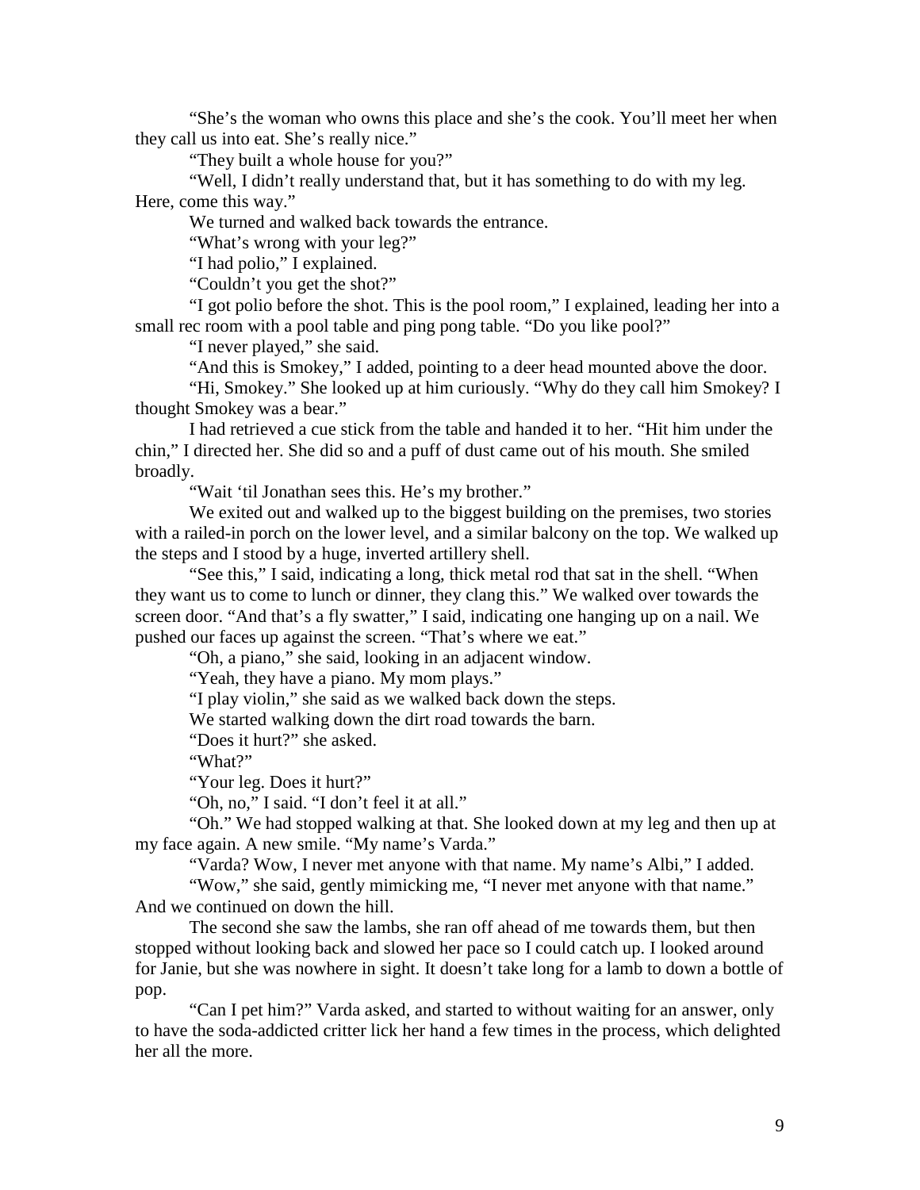"She's the woman who owns this place and she's the cook. You'll meet her when they call us into eat. She's really nice."

"They built a whole house for you?"

"Well, I didn't really understand that, but it has something to do with my leg. Here, come this way."

We turned and walked back towards the entrance.

"What's wrong with your leg?"

"I had polio," I explained.

"Couldn't you get the shot?"

"I got polio before the shot. This is the pool room," I explained, leading her into a small rec room with a pool table and ping pong table. "Do you like pool?"

"I never played," she said.

"And this is Smokey," I added, pointing to a deer head mounted above the door.

"Hi, Smokey." She looked up at him curiously. "Why do they call him Smokey? I thought Smokey was a bear."

I had retrieved a cue stick from the table and handed it to her. "Hit him under the chin," I directed her. She did so and a puff of dust came out of his mouth. She smiled broadly.

"Wait 'til Jonathan sees this. He's my brother."

We exited out and walked up to the biggest building on the premises, two stories with a railed-in porch on the lower level, and a similar balcony on the top. We walked up the steps and I stood by a huge, inverted artillery shell.

"See this," I said, indicating a long, thick metal rod that sat in the shell. "When they want us to come to lunch or dinner, they clang this." We walked over towards the screen door. "And that's a fly swatter," I said, indicating one hanging up on a nail. We pushed our faces up against the screen. "That's where we eat."

"Oh, a piano," she said, looking in an adjacent window.

"Yeah, they have a piano. My mom plays."

"I play violin," she said as we walked back down the steps.

We started walking down the dirt road towards the barn.

"Does it hurt?" she asked.

"What?"

"Your leg. Does it hurt?"

"Oh, no," I said. "I don't feel it at all."

"Oh." We had stopped walking at that. She looked down at my leg and then up at my face again. A new smile. "My name's Varda."

"Varda? Wow, I never met anyone with that name. My name's Albi," I added.

"Wow," she said, gently mimicking me, "I never met anyone with that name." And we continued on down the hill.

The second she saw the lambs, she ran off ahead of me towards them, but then stopped without looking back and slowed her pace so I could catch up. I looked around for Janie, but she was nowhere in sight. It doesn't take long for a lamb to down a bottle of pop.

"Can I pet him?" Varda asked, and started to without waiting for an answer, only to have the soda-addicted critter lick her hand a few times in the process, which delighted her all the more.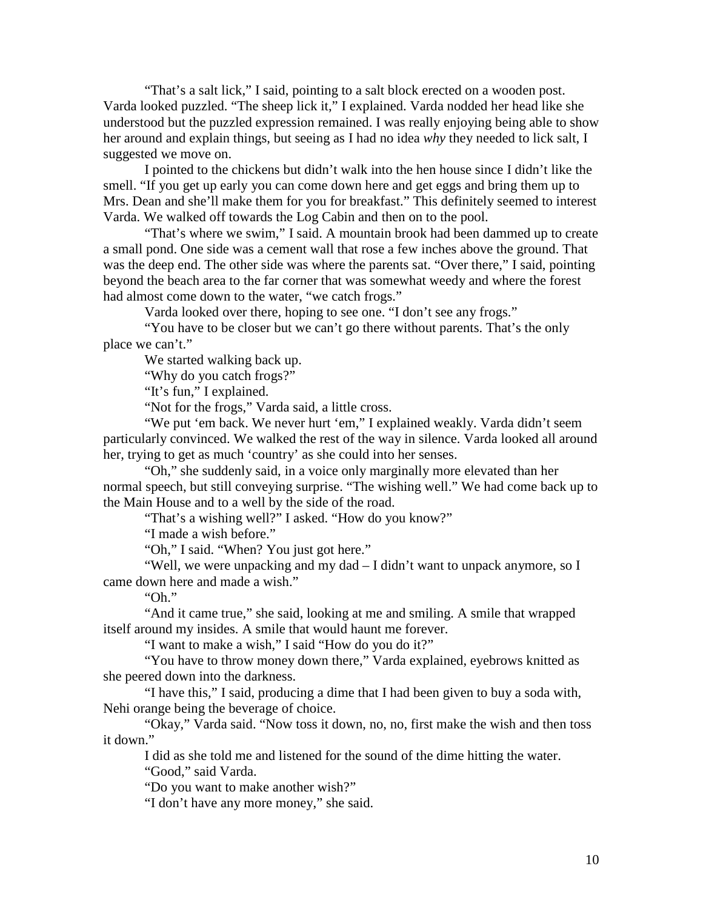"That's a salt lick," I said, pointing to a salt block erected on a wooden post. Varda looked puzzled. "The sheep lick it," I explained. Varda nodded her head like she understood but the puzzled expression remained. I was really enjoying being able to show her around and explain things, but seeing as I had no idea *why* they needed to lick salt, I suggested we move on.

I pointed to the chickens but didn't walk into the hen house since I didn't like the smell. "If you get up early you can come down here and get eggs and bring them up to Mrs. Dean and she'll make them for you for breakfast." This definitely seemed to interest Varda. We walked off towards the Log Cabin and then on to the pool.

"That's where we swim," I said. A mountain brook had been dammed up to create a small pond. One side was a cement wall that rose a few inches above the ground. That was the deep end. The other side was where the parents sat. "Over there," I said, pointing beyond the beach area to the far corner that was somewhat weedy and where the forest had almost come down to the water, "we catch frogs."

Varda looked over there, hoping to see one. "I don't see any frogs."

"You have to be closer but we can't go there without parents. That's the only place we can't."

We started walking back up.

"Why do you catch frogs?"

"It's fun," I explained.

"Not for the frogs," Varda said, a little cross.

"We put 'em back. We never hurt 'em," I explained weakly. Varda didn't seem particularly convinced. We walked the rest of the way in silence. Varda looked all around her, trying to get as much 'country' as she could into her senses.

"Oh," she suddenly said, in a voice only marginally more elevated than her normal speech, but still conveying surprise. "The wishing well." We had come back up to the Main House and to a well by the side of the road.

"That's a wishing well?" I asked. "How do you know?"

"I made a wish before."

"Oh," I said. "When? You just got here."

"Well, we were unpacking and my dad – I didn't want to unpack anymore, so I came down here and made a wish."

"Oh."

"And it came true," she said, looking at me and smiling. A smile that wrapped itself around my insides. A smile that would haunt me forever.

"I want to make a wish," I said "How do you do it?"

"You have to throw money down there," Varda explained, eyebrows knitted as she peered down into the darkness.

"I have this," I said, producing a dime that I had been given to buy a soda with, Nehi orange being the beverage of choice.

"Okay," Varda said. "Now toss it down, no, no, first make the wish and then toss it down."

I did as she told me and listened for the sound of the dime hitting the water.

"Good," said Varda.

"Do you want to make another wish?"

"I don't have any more money," she said.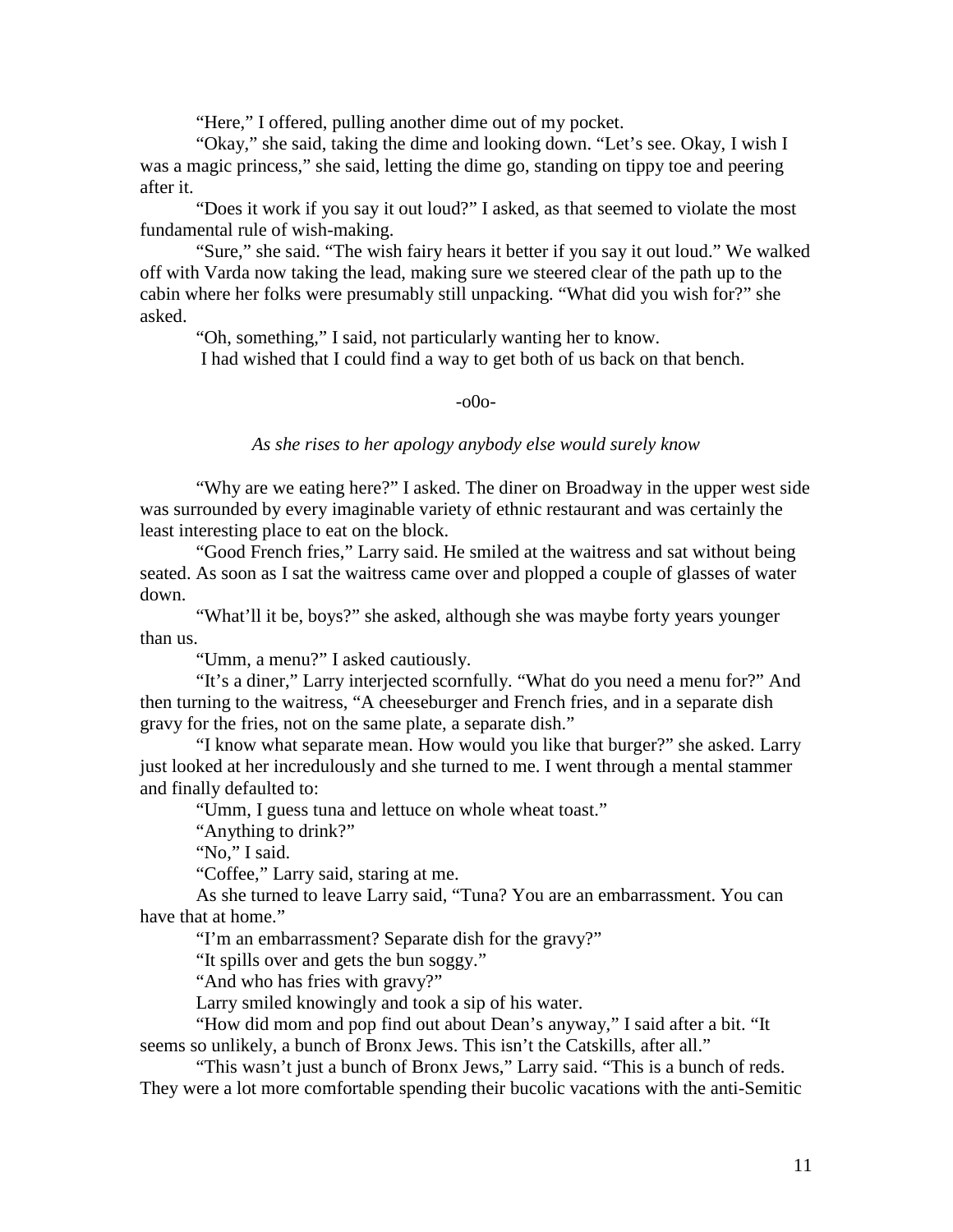"Here," I offered, pulling another dime out of my pocket.

"Okay," she said, taking the dime and looking down. "Let's see. Okay, I wish I was a magic princess," she said, letting the dime go, standing on tippy toe and peering after it.

"Does it work if you say it out loud?" I asked, as that seemed to violate the most fundamental rule of wish-making.

"Sure," she said. "The wish fairy hears it better if you say it out loud." We walked off with Varda now taking the lead, making sure we steered clear of the path up to the cabin where her folks were presumably still unpacking. "What did you wish for?" she asked.

"Oh, something," I said, not particularly wanting her to know.

I had wished that I could find a way to get both of us back on that bench.

-o0o-

*As she rises to her apology anybody else would surely know*

"Why are we eating here?" I asked. The diner on Broadway in the upper west side was surrounded by every imaginable variety of ethnic restaurant and was certainly the least interesting place to eat on the block.

"Good French fries," Larry said. He smiled at the waitress and sat without being seated. As soon as I sat the waitress came over and plopped a couple of glasses of water down.

"What'll it be, boys?" she asked, although she was maybe forty years younger than us.

"Umm, a menu?" I asked cautiously.

"It's a diner," Larry interjected scornfully. "What do you need a menu for?" And then turning to the waitress, "A cheeseburger and French fries, and in a separate dish gravy for the fries, not on the same plate, a separate dish."

"I know what separate mean. How would you like that burger?" she asked. Larry just looked at her incredulously and she turned to me. I went through a mental stammer and finally defaulted to:

"Umm, I guess tuna and lettuce on whole wheat toast."

"Anything to drink?"

"No," I said.

"Coffee," Larry said, staring at me.

As she turned to leave Larry said, "Tuna? You are an embarrassment. You can have that at home."

"I'm an embarrassment? Separate dish for the gravy?"

"It spills over and gets the bun soggy."

"And who has fries with gravy?"

Larry smiled knowingly and took a sip of his water.

"How did mom and pop find out about Dean's anyway," I said after a bit. "It seems so unlikely, a bunch of Bronx Jews. This isn't the Catskills, after all."

"This wasn't just a bunch of Bronx Jews," Larry said. "This is a bunch of reds. They were a lot more comfortable spending their bucolic vacations with the anti-Semitic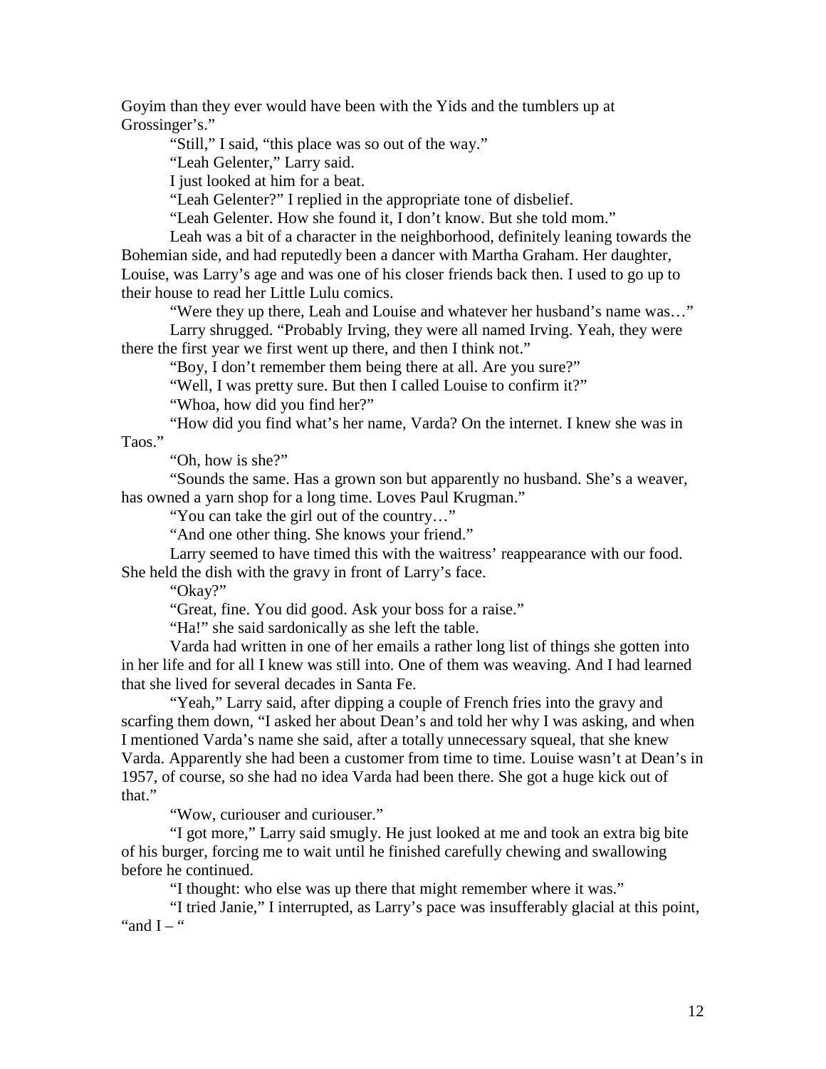Goyim than they ever would have been with the Yids and the tumblers up at Grossinger's."

"Still," I said, "this place was so out of the way."

"Leah Gelenter," Larry said.

I just looked at him for a beat.

"Leah Gelenter?" I replied in the appropriate tone of disbelief.

"Leah Gelenter. How she found it, I don't know. But she told mom."

Leah was a bit of a character in the neighborhood, definitely leaning towards the Bohemian side, and had reputedly been a dancer with Martha Graham. Her daughter, Louise, was Larry's age and was one of his closer friends back then. I used to go up to their house to read her Little Lulu comics.

"Were they up there, Leah and Louise and whatever her husband's name was…"

Larry shrugged. "Probably Irving, they were all named Irving. Yeah, they were there the first year we first went up there, and then I think not."

"Boy, I don't remember them being there at all. Are you sure?"

"Well, I was pretty sure. But then I called Louise to confirm it?"

"Whoa, how did you find her?"

"How did you find what's her name, Varda? On the internet. I knew she was in Taos."

"Oh, how is she?"

"Sounds the same. Has a grown son but apparently no husband. She's a weaver, has owned a yarn shop for a long time. Loves Paul Krugman."

"You can take the girl out of the country…"

"And one other thing. She knows your friend."

Larry seemed to have timed this with the waitress' reappearance with our food. She held the dish with the gravy in front of Larry's face.

"Okay?"

"Great, fine. You did good. Ask your boss for a raise."

"Ha!" she said sardonically as she left the table.

Varda had written in one of her emails a rather long list of things she gotten into in her life and for all I knew was still into. One of them was weaving. And I had learned that she lived for several decades in Santa Fe.

"Yeah," Larry said, after dipping a couple of French fries into the gravy and scarfing them down, "I asked her about Dean's and told her why I was asking, and when I mentioned Varda's name she said, after a totally unnecessary squeal, that she knew Varda. Apparently she had been a customer from time to time. Louise wasn't at Dean's in 1957, of course, so she had no idea Varda had been there. She got a huge kick out of that."

"Wow, curiouser and curiouser."

"I got more," Larry said smugly. He just looked at me and took an extra big bite of his burger, forcing me to wait until he finished carefully chewing and swallowing before he continued.

"I thought: who else was up there that might remember where it was."

"I tried Janie," I interrupted, as Larry's pace was insufferably glacial at this point, "and I – "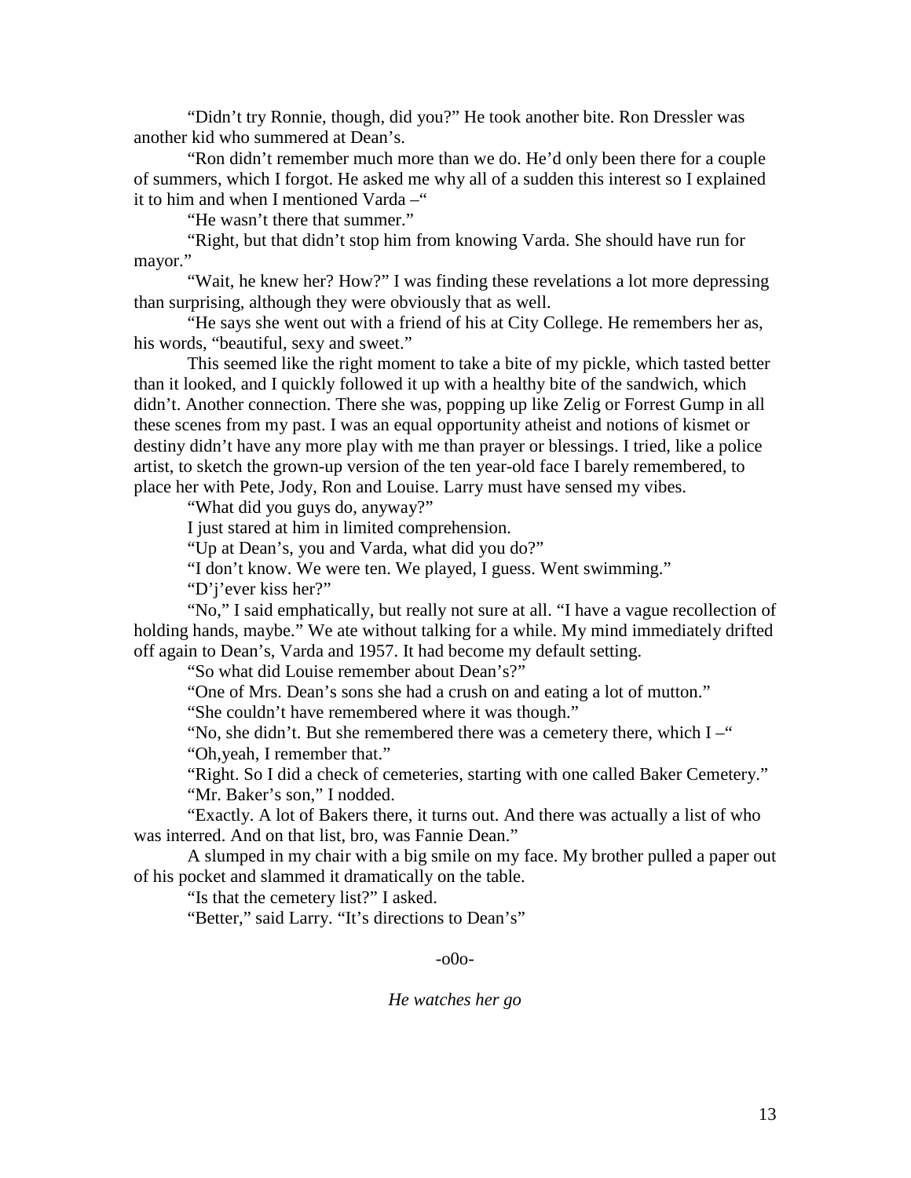"Didn't try Ronnie, though, did you?" He took another bite. Ron Dressler was another kid who summered at Dean's.

"Ron didn't remember much more than we do. He'd only been there for a couple of summers, which I forgot. He asked me why all of a sudden this interest so I explained it to him and when I mentioned Varda –"

"He wasn't there that summer."

"Right, but that didn't stop him from knowing Varda. She should have run for mayor."

"Wait, he knew her? How?" I was finding these revelations a lot more depressing than surprising, although they were obviously that as well.

"He says she went out with a friend of his at City College. He remembers her as, his words, "beautiful, sexy and sweet."

This seemed like the right moment to take a bite of my pickle, which tasted better than it looked, and I quickly followed it up with a healthy bite of the sandwich, which didn't. Another connection. There she was, popping up like Zelig or Forrest Gump in all these scenes from my past. I was an equal opportunity atheist and notions of kismet or destiny didn't have any more play with me than prayer or blessings. I tried, like a police artist, to sketch the grown-up version of the ten year-old face I barely remembered, to place her with Pete, Jody, Ron and Louise. Larry must have sensed my vibes.

"What did you guys do, anyway?"

I just stared at him in limited comprehension.

"Up at Dean's, you and Varda, what did you do?"

"I don't know. We were ten. We played, I guess. Went swimming."

"D'j'ever kiss her?"

"No," I said emphatically, but really not sure at all. "I have a vague recollection of holding hands, maybe." We ate without talking for a while. My mind immediately drifted off again to Dean's, Varda and 1957. It had become my default setting.

"So what did Louise remember about Dean's?"

"One of Mrs. Dean's sons she had a crush on and eating a lot of mutton."

"She couldn't have remembered where it was though."

"No, she didn't. But she remembered there was a cemetery there, which I –"

"Oh,yeah, I remember that."

"Right. So I did a check of cemeteries, starting with one called Baker Cemetery."

"Mr. Baker's son," I nodded.

"Exactly. A lot of Bakers there, it turns out. And there was actually a list of who was interred. And on that list, bro, was Fannie Dean."

A slumped in my chair with a big smile on my face. My brother pulled a paper out of his pocket and slammed it dramatically on the table.

"Is that the cemetery list?" I asked.

"Better," said Larry. "It's directions to Dean's"

-o0o-

*He watches her go*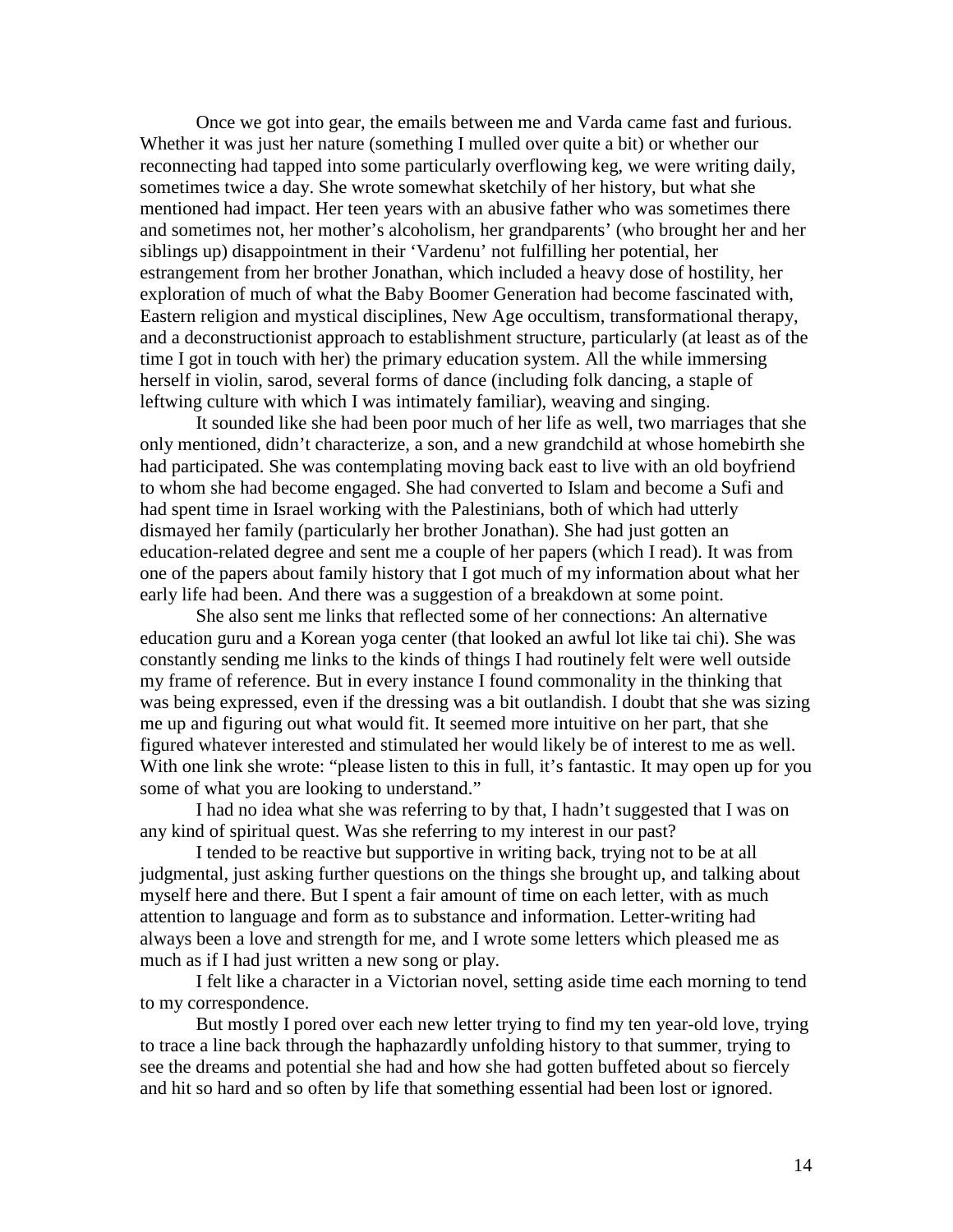Once we got into gear, the emails between me and Varda came fast and furious. Whether it was just her nature (something I mulled over quite a bit) or whether our reconnecting had tapped into some particularly overflowing keg, we were writing daily, sometimes twice a day. She wrote somewhat sketchily of her history, but what she mentioned had impact. Her teen years with an abusive father who was sometimes there and sometimes not, her mother's alcoholism, her grandparents' (who brought her and her siblings up) disappointment in their 'Vardenu' not fulfilling her potential, her estrangement from her brother Jonathan, which included a heavy dose of hostility, her exploration of much of what the Baby Boomer Generation had become fascinated with, Eastern religion and mystical disciplines, New Age occultism, transformational therapy, and a deconstructionist approach to establishment structure, particularly (at least as of the time I got in touch with her) the primary education system. All the while immersing herself in violin, sarod, several forms of dance (including folk dancing, a staple of leftwing culture with which I was intimately familiar), weaving and singing.

It sounded like she had been poor much of her life as well, two marriages that she only mentioned, didn't characterize, a son, and a new grandchild at whose homebirth she had participated. She was contemplating moving back east to live with an old boyfriend to whom she had become engaged. She had converted to Islam and become a Sufi and had spent time in Israel working with the Palestinians, both of which had utterly dismayed her family (particularly her brother Jonathan). She had just gotten an education-related degree and sent me a couple of her papers (which I read). It was from one of the papers about family history that I got much of my information about what her early life had been. And there was a suggestion of a breakdown at some point.

She also sent me links that reflected some of her connections: An alternative education guru and a Korean yoga center (that looked an awful lot like tai chi). She was constantly sending me links to the kinds of things I had routinely felt were well outside my frame of reference. But in every instance I found commonality in the thinking that was being expressed, even if the dressing was a bit outlandish. I doubt that she was sizing me up and figuring out what would fit. It seemed more intuitive on her part, that she figured whatever interested and stimulated her would likely be of interest to me as well. With one link she wrote: "please listen to this in full, it's fantastic. It may open up for you some of what you are looking to understand."

I had no idea what she was referring to by that, I hadn't suggested that I was on any kind of spiritual quest. Was she referring to my interest in our past?

I tended to be reactive but supportive in writing back, trying not to be at all judgmental, just asking further questions on the things she brought up, and talking about myself here and there. But I spent a fair amount of time on each letter, with as much attention to language and form as to substance and information. Letter-writing had always been a love and strength for me, and I wrote some letters which pleased me as much as if I had just written a new song or play.

I felt like a character in a Victorian novel, setting aside time each morning to tend to my correspondence.

But mostly I pored over each new letter trying to find my ten year-old love, trying to trace a line back through the haphazardly unfolding history to that summer, trying to see the dreams and potential she had and how she had gotten buffeted about so fiercely and hit so hard and so often by life that something essential had been lost or ignored.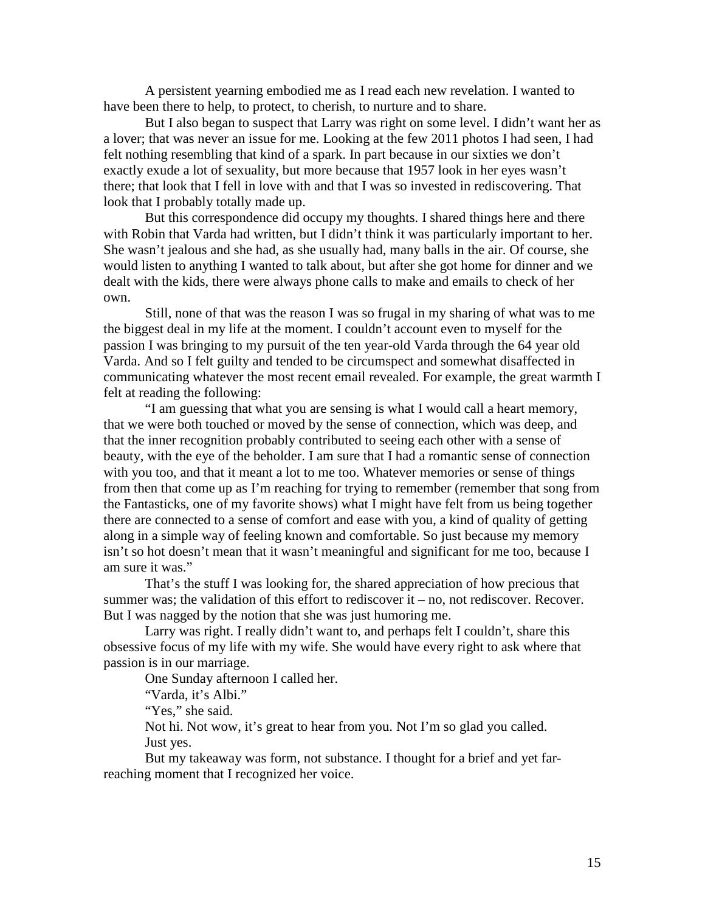A persistent yearning embodied me as I read each new revelation. I wanted to have been there to help, to protect, to cherish, to nurture and to share.

But I also began to suspect that Larry was right on some level. I didn't want her as a lover; that was never an issue for me. Looking at the few 2011 photos I had seen, I had felt nothing resembling that kind of a spark. In part because in our sixties we don't exactly exude a lot of sexuality, but more because that 1957 look in her eyes wasn't there; that look that I fell in love with and that I was so invested in rediscovering. That look that I probably totally made up.

But this correspondence did occupy my thoughts. I shared things here and there with Robin that Varda had written, but I didn't think it was particularly important to her. She wasn't jealous and she had, as she usually had, many balls in the air. Of course, she would listen to anything I wanted to talk about, but after she got home for dinner and we dealt with the kids, there were always phone calls to make and emails to check of her own.

Still, none of that was the reason I was so frugal in my sharing of what was to me the biggest deal in my life at the moment. I couldn't account even to myself for the passion I was bringing to my pursuit of the ten year-old Varda through the 64 year old Varda. And so I felt guilty and tended to be circumspect and somewhat disaffected in communicating whatever the most recent email revealed. For example, the great warmth I felt at reading the following:

"I am guessing that what you are sensing is what I would call a heart memory, that we were both touched or moved by the sense of connection, which was deep, and that the inner recognition probably contributed to seeing each other with a sense of beauty, with the eye of the beholder. I am sure that I had a romantic sense of connection with you too, and that it meant a lot to me too. Whatever memories or sense of things from then that come up as I'm reaching for trying to remember (remember that song from the Fantasticks, one of my favorite shows) what I might have felt from us being together there are connected to a sense of comfort and ease with you, a kind of quality of getting along in a simple way of feeling known and comfortable. So just because my memory isn't so hot doesn't mean that it wasn't meaningful and significant for me too, because I am sure it was."

That's the stuff I was looking for, the shared appreciation of how precious that summer was; the validation of this effort to rediscover it – no, not rediscover. Recover. But I was nagged by the notion that she was just humoring me.

Larry was right. I really didn't want to, and perhaps felt I couldn't, share this obsessive focus of my life with my wife. She would have every right to ask where that passion is in our marriage.

One Sunday afternoon I called her.

"Varda, it's Albi."

"Yes," she said.

Not hi. Not wow, it's great to hear from you. Not I'm so glad you called. Just yes.

But my takeaway was form, not substance. I thought for a brief and yet far-reaching moment that I recognized her voice.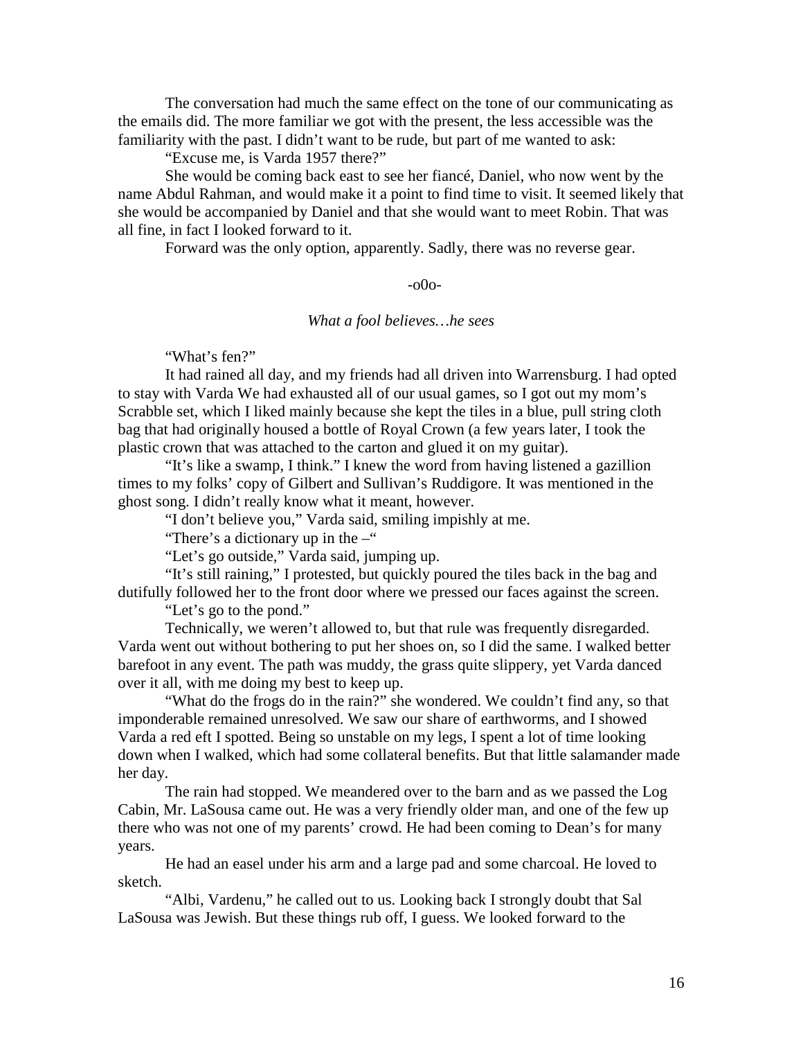The conversation had much the same effect on the tone of our communicating as the emails did. The more familiar we got with the present, the less accessible was the familiarity with the past. I didn't want to be rude, but part of me wanted to ask:

"Excuse me, is Varda 1957 there?"

She would be coming back east to see her fiancé, Daniel, who now went by the name Abdul Rahman, and would make it a point to find time to visit. It seemed likely that she would be accompanied by Daniel and that she would want to meet Robin. That was all fine, in fact I looked forward to it.

Forward was the only option, apparently. Sadly, there was no reverse gear.

-o0o-

*What a fool believes…he sees*

"What's fen?"

It had rained all day, and my friends had all driven into Warrensburg. I had opted to stay with Varda We had exhausted all of our usual games, so I got out my mom's Scrabble set, which I liked mainly because she kept the tiles in a blue, pull string cloth bag that had originally housed a bottle of Royal Crown (a few years later, I took the plastic crown that was attached to the carton and glued it on my guitar).

"It's like a swamp, I think." I knew the word from having listened a gazillion times to my folks' copy of Gilbert and Sullivan's Ruddigore. It was mentioned in the ghost song. I didn't really know what it meant, however.

"I don't believe you," Varda said, smiling impishly at me.

"There's a dictionary up in the –"

"Let's go outside," Varda said, jumping up.

"It's still raining," I protested, but quickly poured the tiles back in the bag and dutifully followed her to the front door where we pressed our faces against the screen.

"Let's go to the pond."

Technically, we weren't allowed to, but that rule was frequently disregarded. Varda went out without bothering to put her shoes on, so I did the same. I walked better barefoot in any event. The path was muddy, the grass quite slippery, yet Varda danced over it all, with me doing my best to keep up.

"What do the frogs do in the rain?" she wondered. We couldn't find any, so that imponderable remained unresolved. We saw our share of earthworms, and I showed Varda a red eft I spotted. Being so unstable on my legs, I spent a lot of time looking down when I walked, which had some collateral benefits. But that little salamander made her day.

The rain had stopped. We meandered over to the barn and as we passed the Log Cabin, Mr. LaSousa came out. He was a very friendly older man, and one of the few up there who was not one of my parents' crowd. He had been coming to Dean's for many years.

He had an easel under his arm and a large pad and some charcoal. He loved to sketch.

"Albi, Vardenu," he called out to us. Looking back I strongly doubt that Sal LaSousa was Jewish. But these things rub off, I guess. We looked forward to the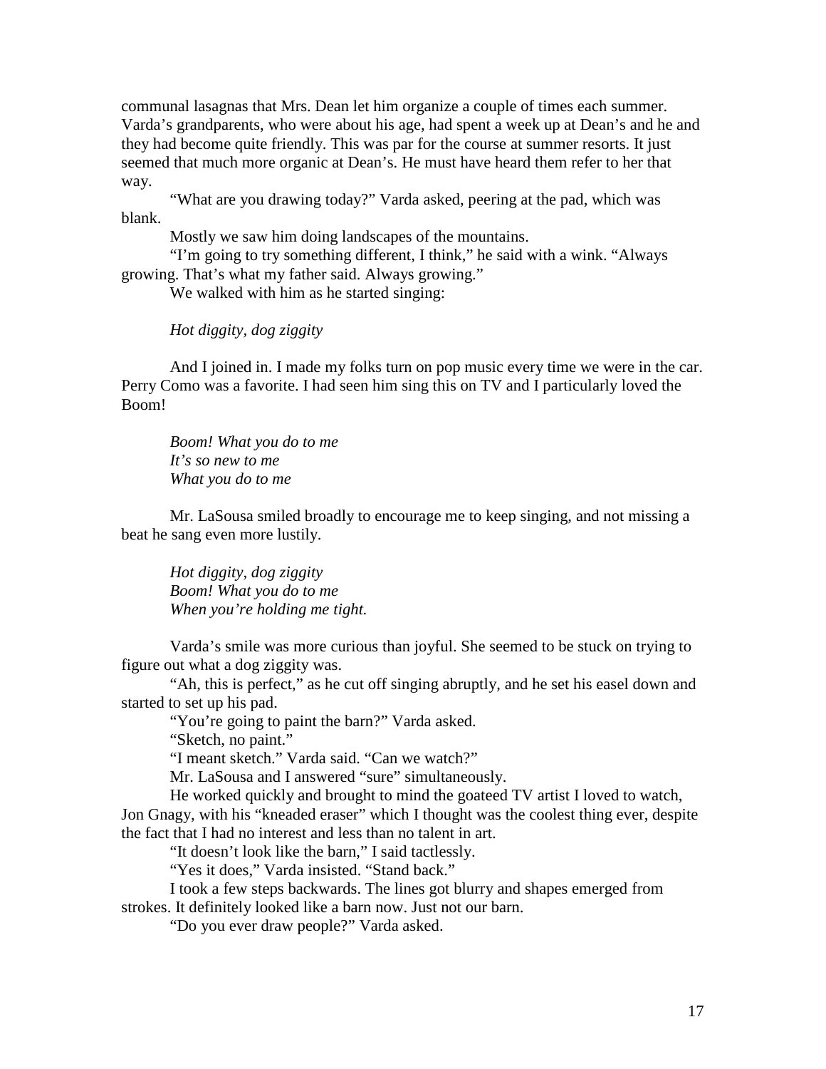communal lasagnas that Mrs. Dean let him organize a couple of times each summer. Varda's grandparents, who were about his age, had spent a week up at Dean's and he and they had become quite friendly. This was par for the course at summer resorts. It just seemed that much more organic at Dean's. He must have heard them refer to her that way.

"What are you drawing today?" Varda asked, peering at the pad, which was blank.

Mostly we saw him doing landscapes of the mountains.

"I'm going to try something different, I think," he said with a wink. "Always growing. That's what my father said. Always growing."

We walked with him as he started singing:

*Hot diggity, dog ziggity*

And I joined in. I made my folks turn on pop music every time we were in the car. Perry Como was a favorite. I had seen him sing this on TV and I particularly loved the Boom!

*Boom! What you do to me*
*It's so new to me*
*What you do to me*

Mr. LaSousa smiled broadly to encourage me to keep singing, and not missing a beat he sang even more lustily.

*Hot diggity, dog ziggity*
*Boom! What you do to me*
*When you're holding me tight.*

Varda's smile was more curious than joyful. She seemed to be stuck on trying to figure out what a dog ziggity was.

"Ah, this is perfect," as he cut off singing abruptly, and he set his easel down and started to set up his pad.

"You're going to paint the barn?" Varda asked.

"Sketch, no paint."

"I meant sketch." Varda said. "Can we watch?"

Mr. LaSousa and I answered "sure" simultaneously.

He worked quickly and brought to mind the goateed TV artist I loved to watch, Jon Gnagy, with his "kneaded eraser" which I thought was the coolest thing ever, despite the fact that I had no interest and less than no talent in art.

"It doesn't look like the barn," I said tactlessly.

"Yes it does," Varda insisted. "Stand back."

I took a few steps backwards. The lines got blurry and shapes emerged from strokes. It definitely looked like a barn now. Just not our barn.

"Do you ever draw people?" Varda asked.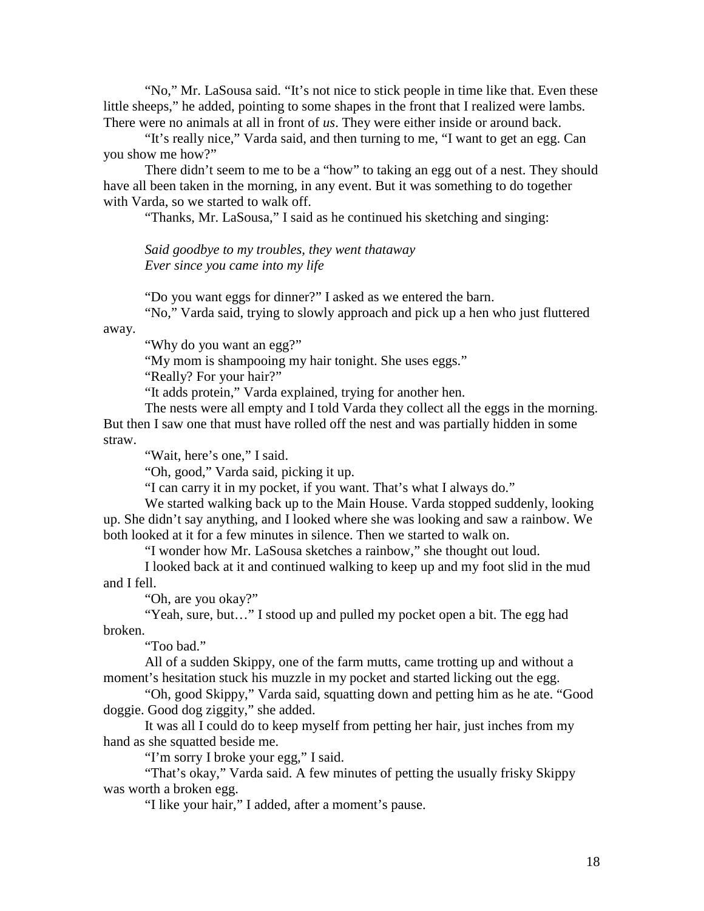"No," Mr. LaSousa said. "It's not nice to stick people in time like that. Even these little sheeps," he added, pointing to some shapes in the front that I realized were lambs. There were no animals at all in front of *us*. They were either inside or around back.

"It's really nice," Varda said, and then turning to me, "I want to get an egg. Can you show me how?"

There didn't seem to me to be a "how" to taking an egg out of a nest. They should have all been taken in the morning, in any event. But it was something to do together with Varda, so we started to walk off.

"Thanks, Mr. LaSousa," I said as he continued his sketching and singing:

*Said goodbye to my troubles, they went thataway*
*Ever since you came into my life*

"Do you want eggs for dinner?" I asked as we entered the barn.

"No," Varda said, trying to slowly approach and pick up a hen who just fluttered away.

"Why do you want an egg?"

"My mom is shampooing my hair tonight. She uses eggs."

"Really? For your hair?"

"It adds protein," Varda explained, trying for another hen.

The nests were all empty and I told Varda they collect all the eggs in the morning. But then I saw one that must have rolled off the nest and was partially hidden in some straw.

"Wait, here's one," I said.

"Oh, good," Varda said, picking it up.

"I can carry it in my pocket, if you want. That's what I always do."

We started walking back up to the Main House. Varda stopped suddenly, looking up. She didn't say anything, and I looked where she was looking and saw a rainbow. We both looked at it for a few minutes in silence. Then we started to walk on.

"I wonder how Mr. LaSousa sketches a rainbow," she thought out loud.

I looked back at it and continued walking to keep up and my foot slid in the mud and I fell.

"Oh, are you okay?"

"Yeah, sure, but…" I stood up and pulled my pocket open a bit. The egg had broken.

"Too bad."

All of a sudden Skippy, one of the farm mutts, came trotting up and without a moment's hesitation stuck his muzzle in my pocket and started licking out the egg.

"Oh, good Skippy," Varda said, squatting down and petting him as he ate. "Good doggie. Good dog ziggity," she added.

It was all I could do to keep myself from petting her hair, just inches from my hand as she squatted beside me.

"I'm sorry I broke your egg," I said.

"That's okay," Varda said. A few minutes of petting the usually frisky Skippy was worth a broken egg.

"I like your hair," I added, after a moment's pause.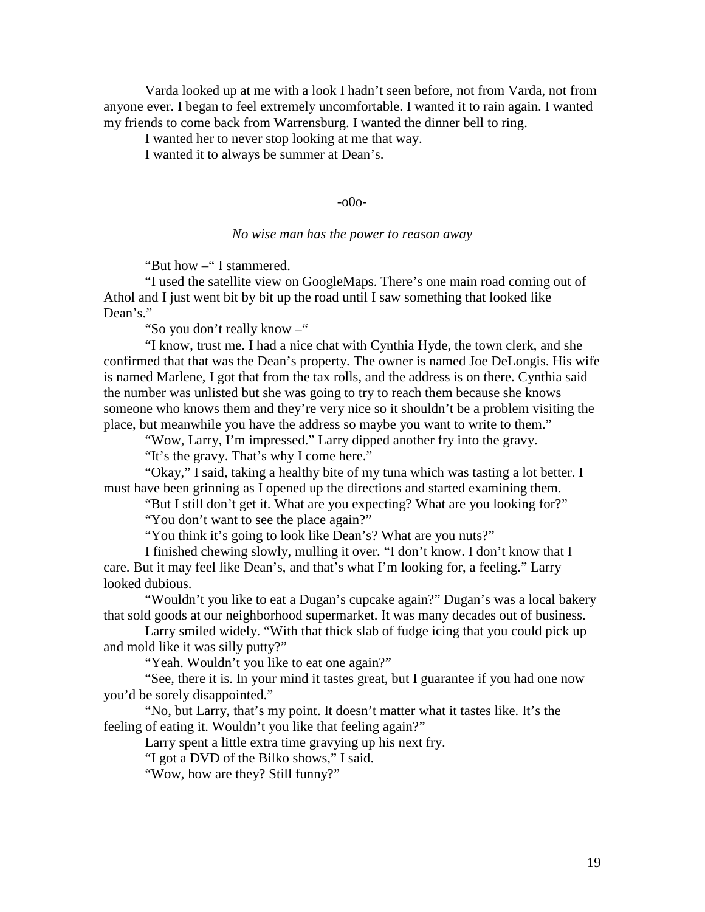Varda looked up at me with a look I hadn't seen before, not from Varda, not from anyone ever. I began to feel extremely uncomfortable. I wanted it to rain again. I wanted my friends to come back from Warrensburg. I wanted the dinner bell to ring.

I wanted her to never stop looking at me that way.

I wanted it to always be summer at Dean's.

-o0o-

*No wise man has the power to reason away*

"But how –" I stammered.

"I used the satellite view on GoogleMaps. There's one main road coming out of Athol and I just went bit by bit up the road until I saw something that looked like Dean's."

"So you don't really know –"

"I know, trust me. I had a nice chat with Cynthia Hyde, the town clerk, and she confirmed that that was the Dean's property. The owner is named Joe DeLongis. His wife is named Marlene, I got that from the tax rolls, and the address is on there. Cynthia said the number was unlisted but she was going to try to reach them because she knows someone who knows them and they're very nice so it shouldn't be a problem visiting the place, but meanwhile you have the address so maybe you want to write to them."

"Wow, Larry, I'm impressed." Larry dipped another fry into the gravy.

"It's the gravy. That's why I come here."

"Okay," I said, taking a healthy bite of my tuna which was tasting a lot better. I must have been grinning as I opened up the directions and started examining them.

"But I still don't get it. What are you expecting? What are you looking for?"

"You don't want to see the place again?"

"You think it's going to look like Dean's? What are you nuts?"

I finished chewing slowly, mulling it over. "I don't know. I don't know that I care. But it may feel like Dean's, and that's what I'm looking for, a feeling." Larry looked dubious.

"Wouldn't you like to eat a Dugan's cupcake again?" Dugan's was a local bakery that sold goods at our neighborhood supermarket. It was many decades out of business.

Larry smiled widely. "With that thick slab of fudge icing that you could pick up and mold like it was silly putty?"

"Yeah. Wouldn't you like to eat one again?"

"See, there it is. In your mind it tastes great, but I guarantee if you had one now you'd be sorely disappointed."

"No, but Larry, that's my point. It doesn't matter what it tastes like. It's the feeling of eating it. Wouldn't you like that feeling again?"

Larry spent a little extra time gravying up his next fry.

"I got a DVD of the Bilko shows," I said.

"Wow, how are they? Still funny?"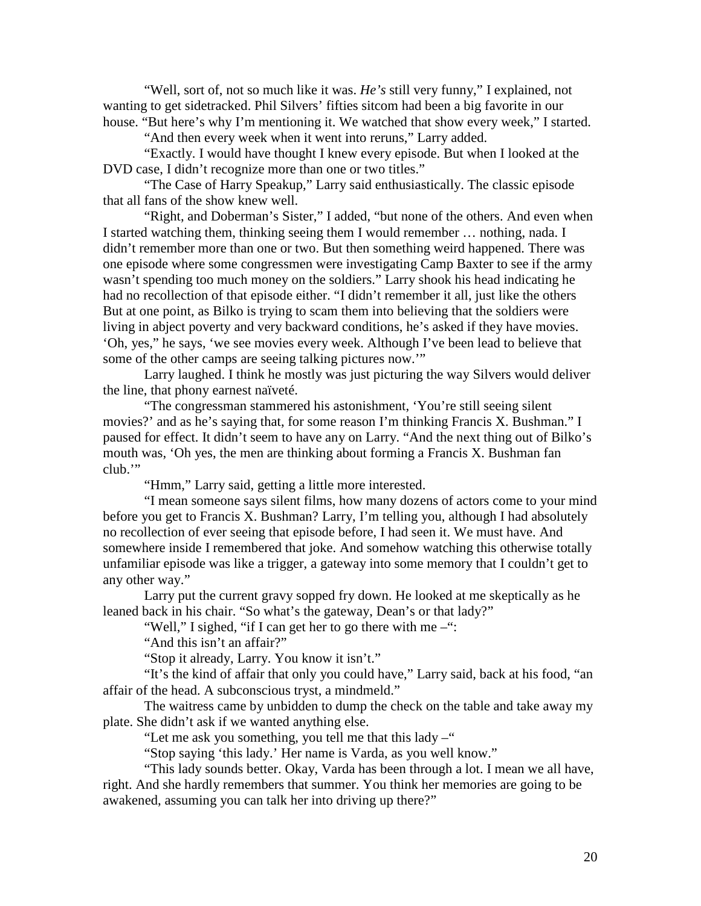"Well, sort of, not so much like it was. *He's* still very funny," I explained, not wanting to get sidetracked. Phil Silvers' fifties sitcom had been a big favorite in our house. "But here's why I'm mentioning it. We watched that show every week," I started.

"And then every week when it went into reruns," Larry added.

"Exactly. I would have thought I knew every episode. But when I looked at the DVD case, I didn't recognize more than one or two titles."

"The Case of Harry Speakup," Larry said enthusiastically. The classic episode that all fans of the show knew well.

"Right, and Doberman's Sister," I added, "but none of the others. And even when I started watching them, thinking seeing them I would remember … nothing, nada. I didn't remember more than one or two. But then something weird happened. There was one episode where some congressmen were investigating Camp Baxter to see if the army wasn't spending too much money on the soldiers." Larry shook his head indicating he had no recollection of that episode either. "I didn't remember it all, just like the others But at one point, as Bilko is trying to scam them into believing that the soldiers were living in abject poverty and very backward conditions, he's asked if they have movies. 'Oh, yes," he says, 'we see movies every week. Although I've been lead to believe that some of the other camps are seeing talking pictures now.'"

Larry laughed. I think he mostly was just picturing the way Silvers would deliver the line, that phony earnest naïveté.

"The congressman stammered his astonishment, 'You're still seeing silent movies?' and as he's saying that, for some reason I'm thinking Francis X. Bushman." I paused for effect. It didn't seem to have any on Larry. "And the next thing out of Bilko's mouth was, 'Oh yes, the men are thinking about forming a Francis X. Bushman fan club.'"

"Hmm," Larry said, getting a little more interested.

"I mean someone says silent films, how many dozens of actors come to your mind before you get to Francis X. Bushman? Larry, I'm telling you, although I had absolutely no recollection of ever seeing that episode before, I had seen it. We must have. And somewhere inside I remembered that joke. And somehow watching this otherwise totally unfamiliar episode was like a trigger, a gateway into some memory that I couldn't get to any other way."

Larry put the current gravy sopped fry down. He looked at me skeptically as he leaned back in his chair. "So what's the gateway, Dean's or that lady?"

"Well," I sighed, "if I can get her to go there with me –":

"And this isn't an affair?"

"Stop it already, Larry. You know it isn't."

"It's the kind of affair that only you could have," Larry said, back at his food, "an affair of the head. A subconscious tryst, a mindmeld."

The waitress came by unbidden to dump the check on the table and take away my plate. She didn't ask if we wanted anything else.

"Let me ask you something, you tell me that this lady –"

"Stop saying 'this lady.' Her name is Varda, as you well know."

"This lady sounds better. Okay, Varda has been through a lot. I mean we all have, right. And she hardly remembers that summer. You think her memories are going to be awakened, assuming you can talk her into driving up there?"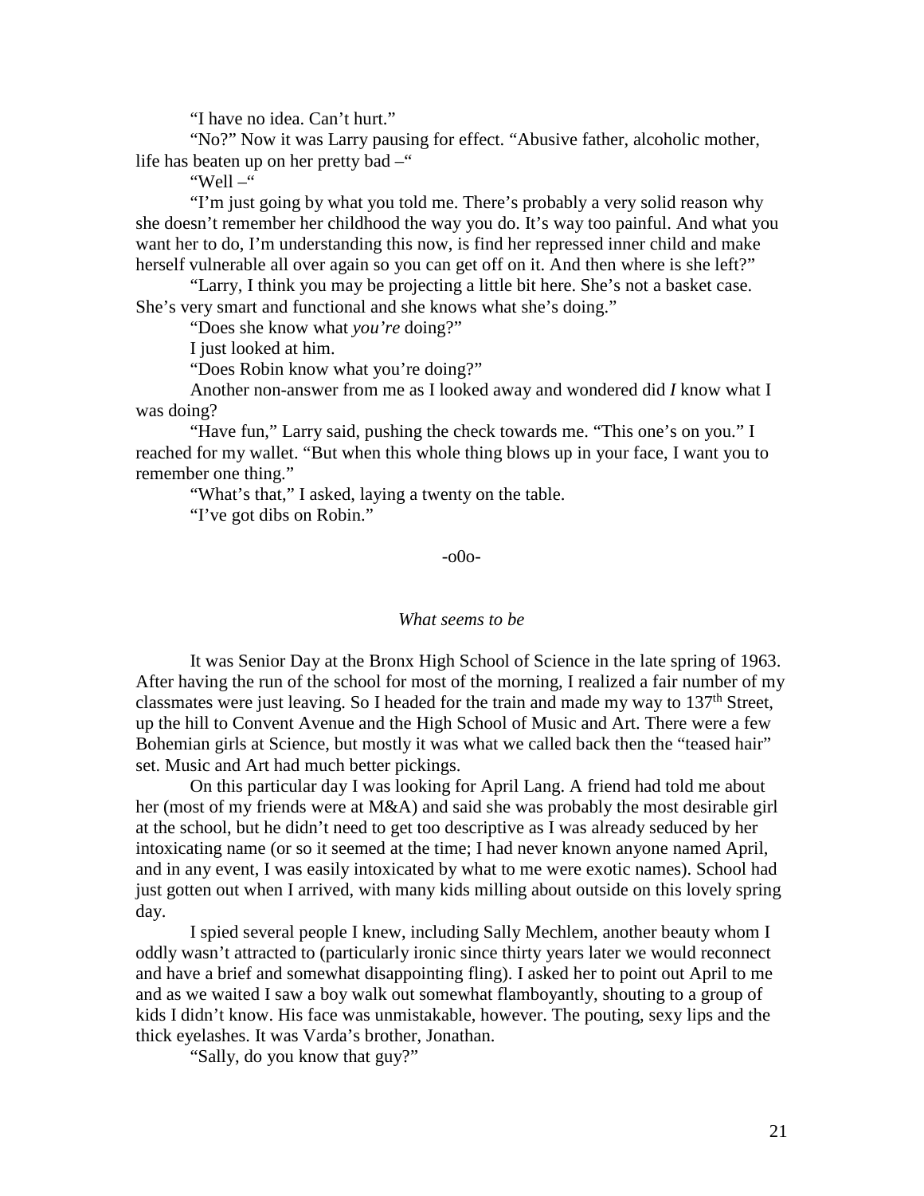"I have no idea. Can't hurt."

"No?" Now it was Larry pausing for effect. "Abusive father, alcoholic mother, life has beaten up on her pretty bad –"

"Well –"

"I'm just going by what you told me. There's probably a very solid reason why she doesn't remember her childhood the way you do. It's way too painful. And what you want her to do, I'm understanding this now, is find her repressed inner child and make herself vulnerable all over again so you can get off on it. And then where is she left?"

"Larry, I think you may be projecting a little bit here. She's not a basket case. She's very smart and functional and she knows what she's doing."

"Does she know what *you're* doing?"

I just looked at him.

"Does Robin know what you're doing?"

Another non-answer from me as I looked away and wondered did *I* know what I was doing?

"Have fun," Larry said, pushing the check towards me. "This one's on you." I reached for my wallet. "But when this whole thing blows up in your face, I want you to remember one thing."

"What's that," I asked, laying a twenty on the table.

"I've got dibs on Robin."

-o0o-

*What seems to be*

It was Senior Day at the Bronx High School of Science in the late spring of 1963. After having the run of the school for most of the morning, I realized a fair number of my classmates were just leaving. So I headed for the train and made my way to 137th Street, up the hill to Convent Avenue and the High School of Music and Art. There were a few Bohemian girls at Science, but mostly it was what we called back then the "teased hair" set. Music and Art had much better pickings.

On this particular day I was looking for April Lang. A friend had told me about her (most of my friends were at M&A) and said she was probably the most desirable girl at the school, but he didn't need to get too descriptive as I was already seduced by her intoxicating name (or so it seemed at the time; I had never known anyone named April, and in any event, I was easily intoxicated by what to me were exotic names). School had just gotten out when I arrived, with many kids milling about outside on this lovely spring day.

I spied several people I knew, including Sally Mechlem, another beauty whom I oddly wasn't attracted to (particularly ironic since thirty years later we would reconnect and have a brief and somewhat disappointing fling). I asked her to point out April to me and as we waited I saw a boy walk out somewhat flamboyantly, shouting to a group of kids I didn't know. His face was unmistakable, however. The pouting, sexy lips and the thick eyelashes. It was Varda's brother, Jonathan.

"Sally, do you know that guy?"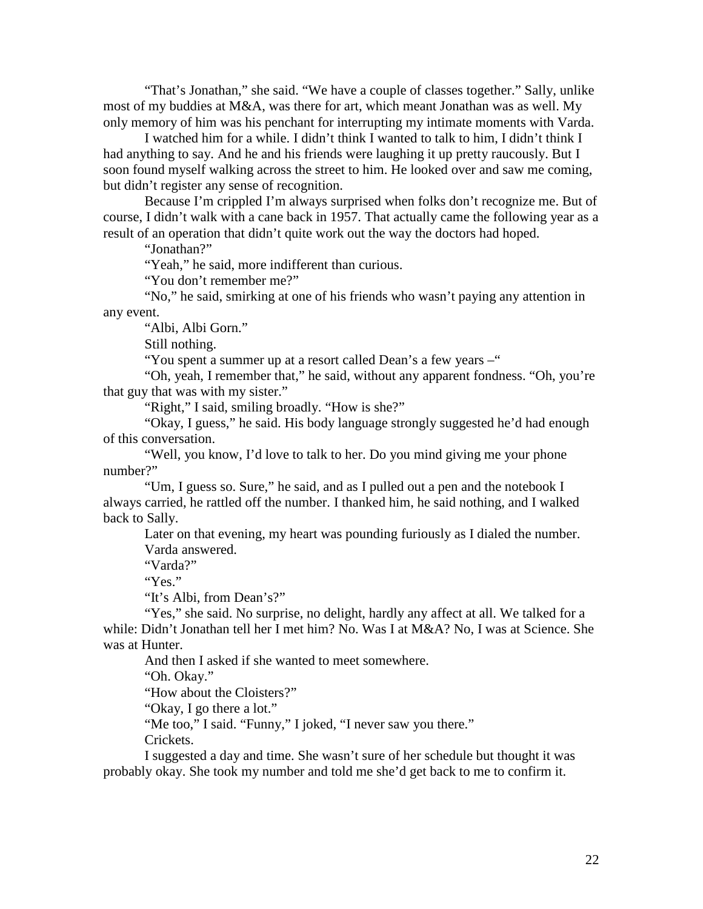"That's Jonathan," she said. "We have a couple of classes together." Sally, unlike most of my buddies at M&A, was there for art, which meant Jonathan was as well. My only memory of him was his penchant for interrupting my intimate moments with Varda.

I watched him for a while. I didn't think I wanted to talk to him, I didn't think I had anything to say. And he and his friends were laughing it up pretty raucously. But I soon found myself walking across the street to him. He looked over and saw me coming, but didn't register any sense of recognition.

Because I'm crippled I'm always surprised when folks don't recognize me. But of course, I didn't walk with a cane back in 1957. That actually came the following year as a result of an operation that didn't quite work out the way the doctors had hoped.

"Jonathan?"

"Yeah," he said, more indifferent than curious.

"You don't remember me?"

"No," he said, smirking at one of his friends who wasn't paying any attention in any event.

"Albi, Albi Gorn."

Still nothing.

"You spent a summer up at a resort called Dean's a few years –"

"Oh, yeah, I remember that," he said, without any apparent fondness. "Oh, you're that guy that was with my sister."

"Right," I said, smiling broadly. "How is she?"

"Okay, I guess," he said. His body language strongly suggested he'd had enough of this conversation.

"Well, you know, I'd love to talk to her. Do you mind giving me your phone number?"

"Um, I guess so. Sure," he said, and as I pulled out a pen and the notebook I always carried, he rattled off the number. I thanked him, he said nothing, and I walked back to Sally.

Later on that evening, my heart was pounding furiously as I dialed the number. Varda answered.

"Varda?"

"Yes."

"It's Albi, from Dean's?"

"Yes," she said. No surprise, no delight, hardly any affect at all. We talked for a while: Didn't Jonathan tell her I met him? No. Was I at M&A? No, I was at Science. She was at Hunter.

And then I asked if she wanted to meet somewhere.

"Oh. Okay."

"How about the Cloisters?"

"Okay, I go there a lot."

"Me too," I said. "Funny," I joked, "I never saw you there."

Crickets.

I suggested a day and time. She wasn't sure of her schedule but thought it was probably okay. She took my number and told me she'd get back to me to confirm it.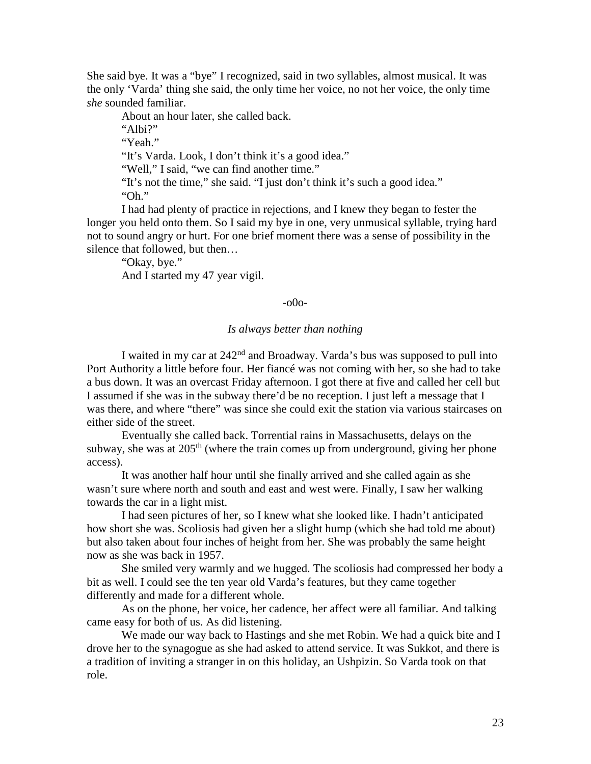She said bye. It was a "bye" I recognized, said in two syllables, almost musical. It was the only 'Varda' thing she said, the only time her voice, no not her voice, the only time *she* sounded familiar.

About an hour later, she called back.

"Albi?"

"Yeah."

"It's Varda. Look, I don't think it's a good idea."

"Well," I said, "we can find another time."

"It's not the time," she said. "I just don't think it's such a good idea."

"Oh."

I had had plenty of practice in rejections, and I knew they began to fester the longer you held onto them. So I said my bye in one, very unmusical syllable, trying hard not to sound angry or hurt. For one brief moment there was a sense of possibility in the silence that followed, but then…

"Okay, bye."

And I started my 47 year vigil.

-o0o-

*Is always better than nothing*

I waited in my car at 242nd and Broadway. Varda's bus was supposed to pull into Port Authority a little before four. Her fiancé was not coming with her, so she had to take a bus down. It was an overcast Friday afternoon. I got there at five and called her cell but I assumed if she was in the subway there'd be no reception. I just left a message that I was there, and where "there" was since she could exit the station via various staircases on either side of the street.

Eventually she called back. Torrential rains in Massachusetts, delays on the subway, she was at 205th (where the train comes up from underground, giving her phone access).

It was another half hour until she finally arrived and she called again as she wasn't sure where north and south and east and west were. Finally, I saw her walking towards the car in a light mist.

I had seen pictures of her, so I knew what she looked like. I hadn't anticipated how short she was. Scoliosis had given her a slight hump (which she had told me about) but also taken about four inches of height from her. She was probably the same height now as she was back in 1957.

She smiled very warmly and we hugged. The scoliosis had compressed her body a bit as well. I could see the ten year old Varda's features, but they came together differently and made for a different whole.

As on the phone, her voice, her cadence, her affect were all familiar. And talking came easy for both of us. As did listening.

We made our way back to Hastings and she met Robin. We had a quick bite and I drove her to the synagogue as she had asked to attend service. It was Sukkot, and there is a tradition of inviting a stranger in on this holiday, an Ushpizin. So Varda took on that role.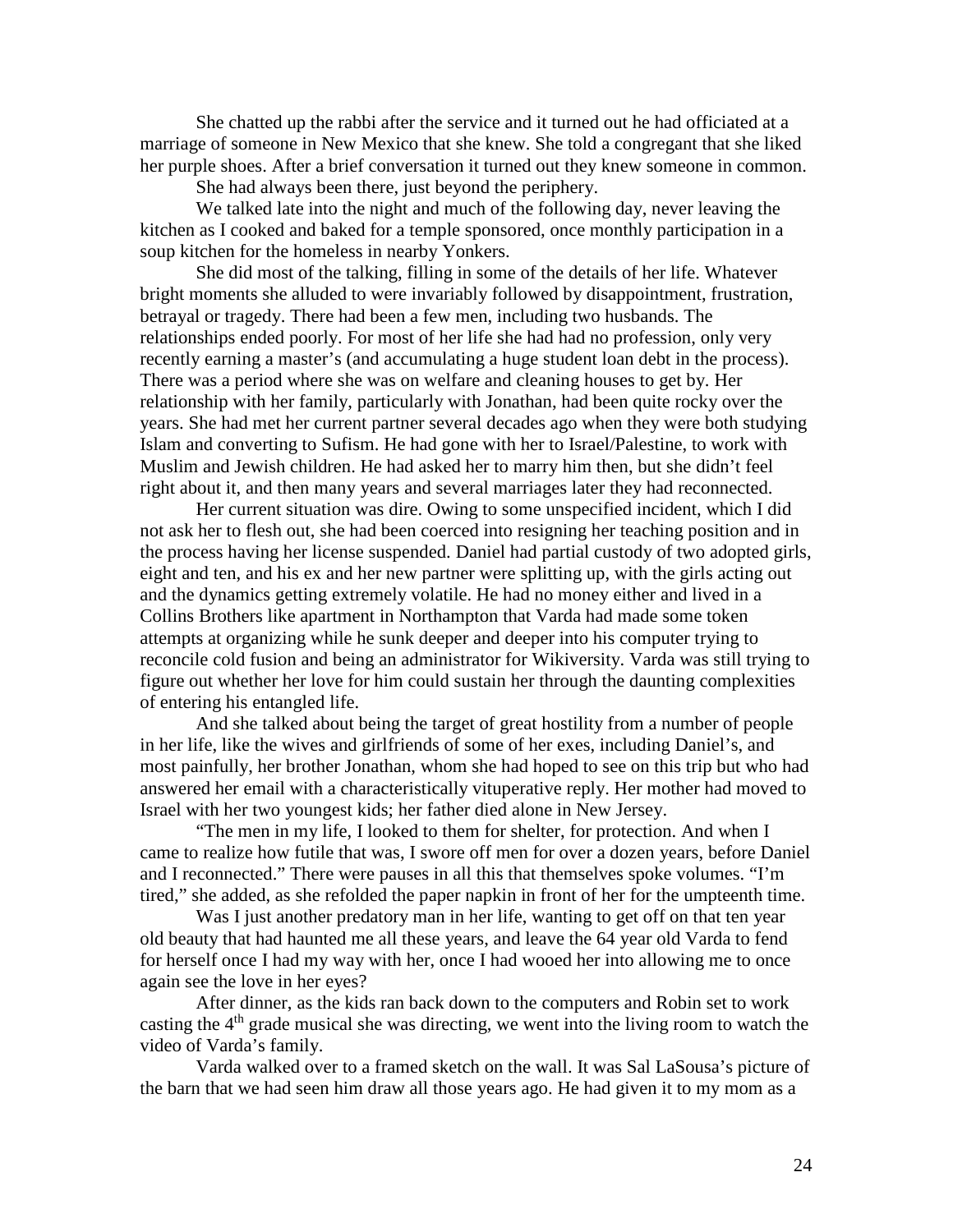She chatted up the rabbi after the service and it turned out he had officiated at a marriage of someone in New Mexico that she knew. She told a congregant that she liked her purple shoes. After a brief conversation it turned out they knew someone in common.

She had always been there, just beyond the periphery.

We talked late into the night and much of the following day, never leaving the kitchen as I cooked and baked for a temple sponsored, once monthly participation in a soup kitchen for the homeless in nearby Yonkers.

She did most of the talking, filling in some of the details of her life. Whatever bright moments she alluded to were invariably followed by disappointment, frustration, betrayal or tragedy. There had been a few men, including two husbands. The relationships ended poorly. For most of her life she had had no profession, only very recently earning a master's (and accumulating a huge student loan debt in the process). There was a period where she was on welfare and cleaning houses to get by. Her relationship with her family, particularly with Jonathan, had been quite rocky over the years. She had met her current partner several decades ago when they were both studying Islam and converting to Sufism. He had gone with her to Israel/Palestine, to work with Muslim and Jewish children. He had asked her to marry him then, but she didn't feel right about it, and then many years and several marriages later they had reconnected.

Her current situation was dire. Owing to some unspecified incident, which I did not ask her to flesh out, she had been coerced into resigning her teaching position and in the process having her license suspended. Daniel had partial custody of two adopted girls, eight and ten, and his ex and her new partner were splitting up, with the girls acting out and the dynamics getting extremely volatile. He had no money either and lived in a Collins Brothers like apartment in Northampton that Varda had made some token attempts at organizing while he sunk deeper and deeper into his computer trying to reconcile cold fusion and being an administrator for Wikiversity. Varda was still trying to figure out whether her love for him could sustain her through the daunting complexities of entering his entangled life.

And she talked about being the target of great hostility from a number of people in her life, like the wives and girlfriends of some of her exes, including Daniel's, and most painfully, her brother Jonathan, whom she had hoped to see on this trip but who had answered her email with a characteristically vituperative reply. Her mother had moved to Israel with her two youngest kids; her father died alone in New Jersey.

"The men in my life, I looked to them for shelter, for protection. And when I came to realize how futile that was, I swore off men for over a dozen years, before Daniel and I reconnected." There were pauses in all this that themselves spoke volumes. "I'm tired," she added, as she refolded the paper napkin in front of her for the umpteenth time.

Was I just another predatory man in her life, wanting to get off on that ten year old beauty that had haunted me all these years, and leave the 64 year old Varda to fend for herself once I had my way with her, once I had wooed her into allowing me to once again see the love in her eyes?

After dinner, as the kids ran back down to the computers and Robin set to work casting the 4th grade musical she was directing, we went into the living room to watch the video of Varda's family.

Varda walked over to a framed sketch on the wall. It was Sal LaSousa's picture of the barn that we had seen him draw all those years ago. He had given it to my mom as a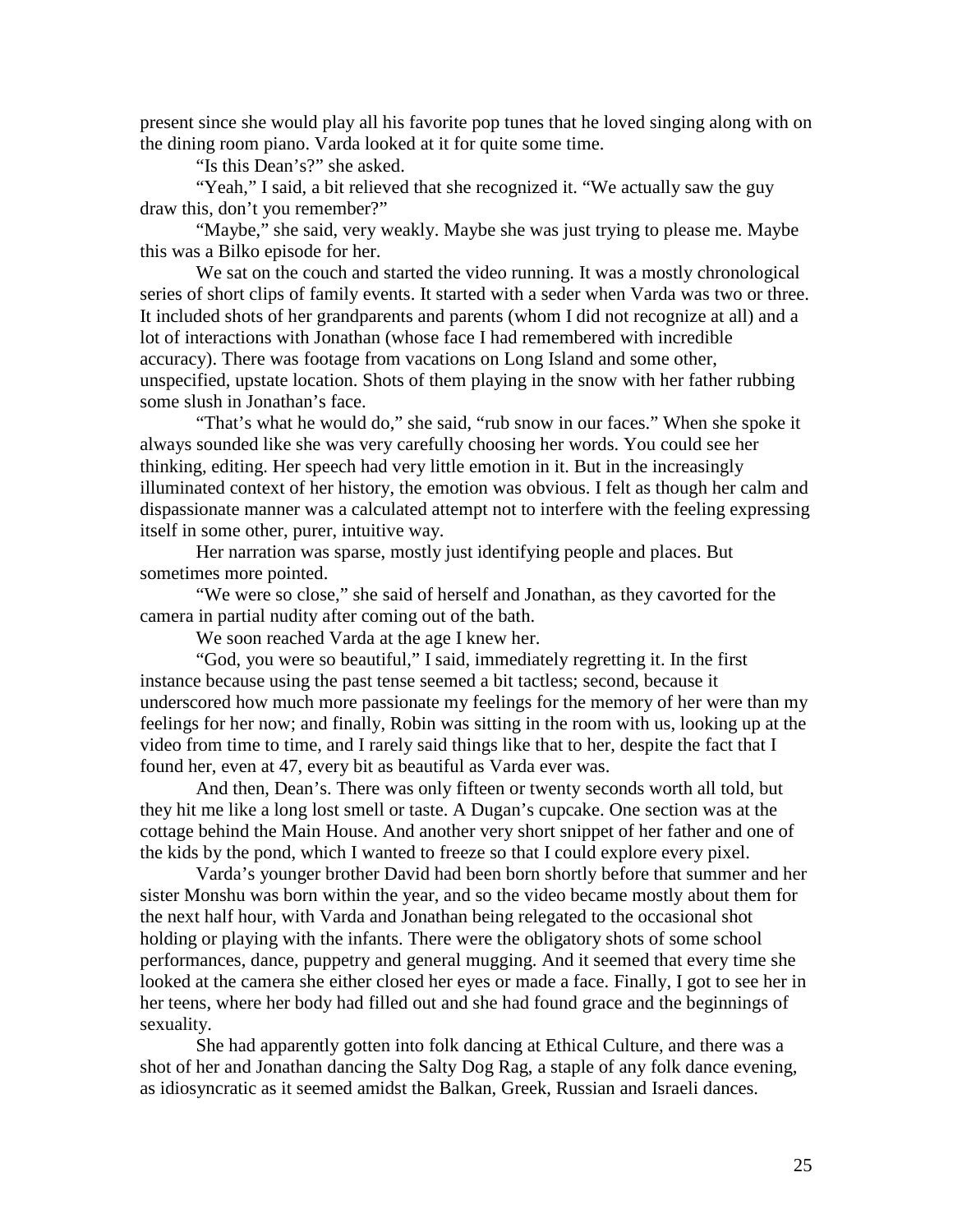present since she would play all his favorite pop tunes that he loved singing along with on the dining room piano. Varda looked at it for quite some time.

"Is this Dean's?" she asked.

"Yeah," I said, a bit relieved that she recognized it. "We actually saw the guy draw this, don't you remember?"

"Maybe," she said, very weakly. Maybe she was just trying to please me. Maybe this was a Bilko episode for her.

We sat on the couch and started the video running. It was a mostly chronological series of short clips of family events. It started with a seder when Varda was two or three. It included shots of her grandparents and parents (whom I did not recognize at all) and a lot of interactions with Jonathan (whose face I had remembered with incredible accuracy). There was footage from vacations on Long Island and some other, unspecified, upstate location. Shots of them playing in the snow with her father rubbing some slush in Jonathan's face.

"That's what he would do," she said, "rub snow in our faces." When she spoke it always sounded like she was very carefully choosing her words. You could see her thinking, editing. Her speech had very little emotion in it. But in the increasingly illuminated context of her history, the emotion was obvious. I felt as though her calm and dispassionate manner was a calculated attempt not to interfere with the feeling expressing itself in some other, purer, intuitive way.

Her narration was sparse, mostly just identifying people and places. But sometimes more pointed.

"We were so close," she said of herself and Jonathan, as they cavorted for the camera in partial nudity after coming out of the bath.

We soon reached Varda at the age I knew her.

"God, you were so beautiful," I said, immediately regretting it. In the first instance because using the past tense seemed a bit tactless; second, because it underscored how much more passionate my feelings for the memory of her were than my feelings for her now; and finally, Robin was sitting in the room with us, looking up at the video from time to time, and I rarely said things like that to her, despite the fact that I found her, even at 47, every bit as beautiful as Varda ever was.

And then, Dean's. There was only fifteen or twenty seconds worth all told, but they hit me like a long lost smell or taste. A Dugan's cupcake. One section was at the cottage behind the Main House. And another very short snippet of her father and one of the kids by the pond, which I wanted to freeze so that I could explore every pixel.

Varda's younger brother David had been born shortly before that summer and her sister Monshu was born within the year, and so the video became mostly about them for the next half hour, with Varda and Jonathan being relegated to the occasional shot holding or playing with the infants. There were the obligatory shots of some school performances, dance, puppetry and general mugging. And it seemed that every time she looked at the camera she either closed her eyes or made a face. Finally, I got to see her in her teens, where her body had filled out and she had found grace and the beginnings of sexuality.

She had apparently gotten into folk dancing at Ethical Culture, and there was a shot of her and Jonathan dancing the Salty Dog Rag, a staple of any folk dance evening, as idiosyncratic as it seemed amidst the Balkan, Greek, Russian and Israeli dances.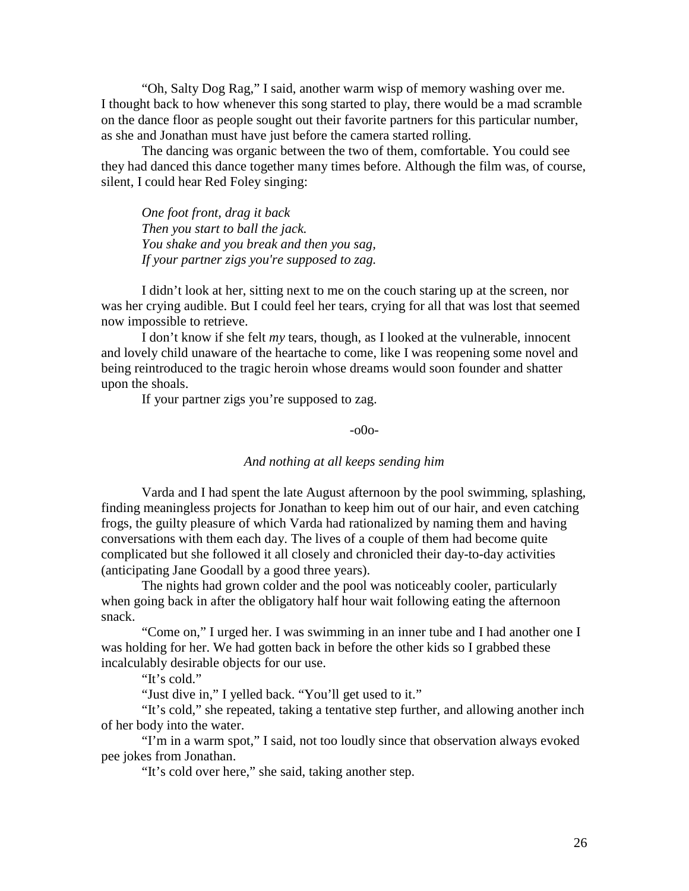"Oh, Salty Dog Rag," I said, another warm wisp of memory washing over me. I thought back to how whenever this song started to play, there would be a mad scramble on the dance floor as people sought out their favorite partners for this particular number, as she and Jonathan must have just before the camera started rolling.

The dancing was organic between the two of them, comfortable. You could see they had danced this dance together many times before. Although the film was, of course, silent, I could hear Red Foley singing:

> *One foot front, drag it back*
> *Then you start to ball the jack.*
> *You shake and you break and then you sag,*
> *If your partner zigs you're supposed to zag.*

I didn't look at her, sitting next to me on the couch staring up at the screen, nor was her crying audible. But I could feel her tears, crying for all that was lost that seemed now impossible to retrieve.

I don't know if she felt *my* tears, though, as I looked at the vulnerable, innocent and lovely child unaware of the heartache to come, like I was reopening some novel and being reintroduced to the tragic heroin whose dreams would soon founder and shatter upon the shoals.

If your partner zigs you're supposed to zag.

-o0o-

*And nothing at all keeps sending him*

Varda and I had spent the late August afternoon by the pool swimming, splashing, finding meaningless projects for Jonathan to keep him out of our hair, and even catching frogs, the guilty pleasure of which Varda had rationalized by naming them and having conversations with them each day. The lives of a couple of them had become quite complicated but she followed it all closely and chronicled their day-to-day activities (anticipating Jane Goodall by a good three years).

The nights had grown colder and the pool was noticeably cooler, particularly when going back in after the obligatory half hour wait following eating the afternoon snack.

"Come on," I urged her. I was swimming in an inner tube and I had another one I was holding for her. We had gotten back in before the other kids so I grabbed these incalculably desirable objects for our use.

"It's cold."

"Just dive in," I yelled back. "You'll get used to it."

"It's cold," she repeated, taking a tentative step further, and allowing another inch of her body into the water.

"I'm in a warm spot," I said, not too loudly since that observation always evoked pee jokes from Jonathan.

"It's cold over here," she said, taking another step.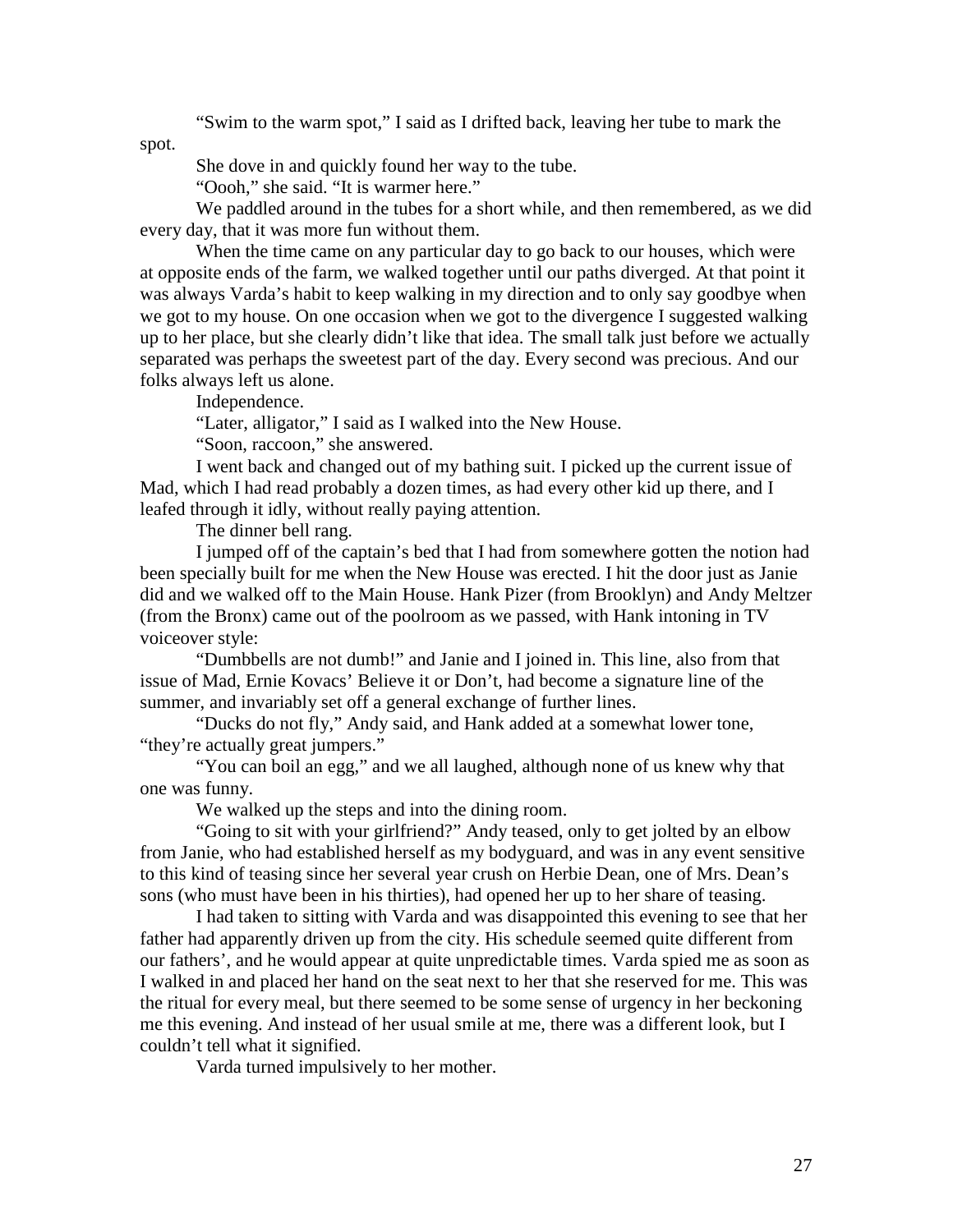"Swim to the warm spot," I said as I drifted back, leaving her tube to mark the spot.

She dove in and quickly found her way to the tube.

"Oooh," she said. "It is warmer here."

We paddled around in the tubes for a short while, and then remembered, as we did every day, that it was more fun without them.

When the time came on any particular day to go back to our houses, which were at opposite ends of the farm, we walked together until our paths diverged. At that point it was always Varda's habit to keep walking in my direction and to only say goodbye when we got to my house. On one occasion when we got to the divergence I suggested walking up to her place, but she clearly didn't like that idea. The small talk just before we actually separated was perhaps the sweetest part of the day. Every second was precious. And our folks always left us alone.

Independence.

"Later, alligator," I said as I walked into the New House.

"Soon, raccoon," she answered.

I went back and changed out of my bathing suit. I picked up the current issue of Mad, which I had read probably a dozen times, as had every other kid up there, and I leafed through it idly, without really paying attention.

The dinner bell rang.

I jumped off of the captain's bed that I had from somewhere gotten the notion had been specially built for me when the New House was erected. I hit the door just as Janie did and we walked off to the Main House. Hank Pizer (from Brooklyn) and Andy Meltzer (from the Bronx) came out of the poolroom as we passed, with Hank intoning in TV voiceover style:

"Dumbbells are not dumb!" and Janie and I joined in. This line, also from that issue of Mad, Ernie Kovacs' Believe it or Don't, had become a signature line of the summer, and invariably set off a general exchange of further lines.

"Ducks do not fly," Andy said, and Hank added at a somewhat lower tone, "they're actually great jumpers."

"You can boil an egg," and we all laughed, although none of us knew why that one was funny.

We walked up the steps and into the dining room.

"Going to sit with your girlfriend?" Andy teased, only to get jolted by an elbow from Janie, who had established herself as my bodyguard, and was in any event sensitive to this kind of teasing since her several year crush on Herbie Dean, one of Mrs. Dean's sons (who must have been in his thirties), had opened her up to her share of teasing.

I had taken to sitting with Varda and was disappointed this evening to see that her father had apparently driven up from the city. His schedule seemed quite different from our fathers', and he would appear at quite unpredictable times. Varda spied me as soon as I walked in and placed her hand on the seat next to her that she reserved for me. This was the ritual for every meal, but there seemed to be some sense of urgency in her beckoning me this evening. And instead of her usual smile at me, there was a different look, but I couldn't tell what it signified.

Varda turned impulsively to her mother.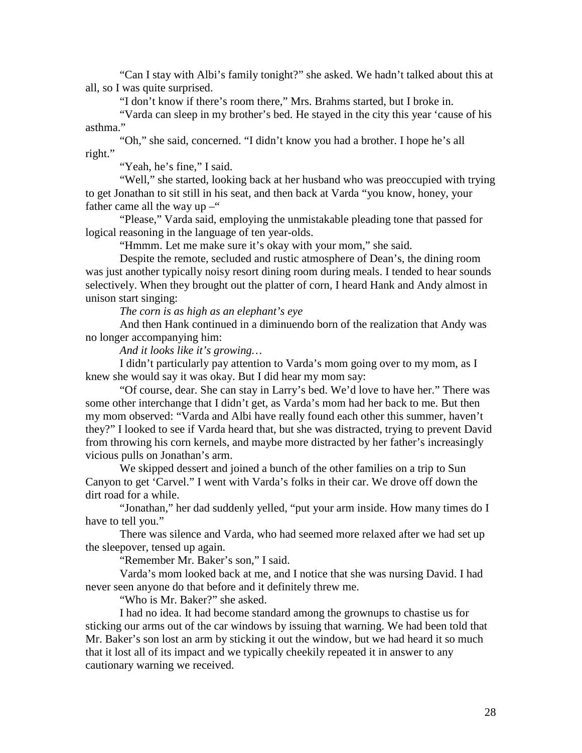"Can I stay with Albi's family tonight?" she asked. We hadn't talked about this at all, so I was quite surprised.

"I don't know if there's room there," Mrs. Brahms started, but I broke in.

"Varda can sleep in my brother's bed. He stayed in the city this year 'cause of his asthma."

"Oh," she said, concerned. "I didn't know you had a brother. I hope he's all right."

"Yeah, he's fine," I said.

"Well," she started, looking back at her husband who was preoccupied with trying to get Jonathan to sit still in his seat, and then back at Varda "you know, honey, your father came all the way up –"

"Please," Varda said, employing the unmistakable pleading tone that passed for logical reasoning in the language of ten year-olds.

"Hmmm. Let me make sure it's okay with your mom," she said.

Despite the remote, secluded and rustic atmosphere of Dean's, the dining room was just another typically noisy resort dining room during meals. I tended to hear sounds selectively. When they brought out the platter of corn, I heard Hank and Andy almost in unison start singing:

*The corn is as high as an elephant's eye*

And then Hank continued in a diminuendo born of the realization that Andy was no longer accompanying him:

*And it looks like it's growing…*

I didn't particularly pay attention to Varda's mom going over to my mom, as I knew she would say it was okay. But I did hear my mom say:

"Of course, dear. She can stay in Larry's bed. We'd love to have her." There was some other interchange that I didn't get, as Varda's mom had her back to me. But then my mom observed: "Varda and Albi have really found each other this summer, haven't they?" I looked to see if Varda heard that, but she was distracted, trying to prevent David from throwing his corn kernels, and maybe more distracted by her father's increasingly vicious pulls on Jonathan's arm.

We skipped dessert and joined a bunch of the other families on a trip to Sun Canyon to get 'Carvel." I went with Varda's folks in their car. We drove off down the dirt road for a while.

"Jonathan," her dad suddenly yelled, "put your arm inside. How many times do I have to tell you."

There was silence and Varda, who had seemed more relaxed after we had set up the sleepover, tensed up again.

"Remember Mr. Baker's son," I said.

Varda's mom looked back at me, and I notice that she was nursing David. I had never seen anyone do that before and it definitely threw me.

"Who is Mr. Baker?" she asked.

I had no idea. It had become standard among the grownups to chastise us for sticking our arms out of the car windows by issuing that warning. We had been told that Mr. Baker's son lost an arm by sticking it out the window, but we had heard it so much that it lost all of its impact and we typically cheekily repeated it in answer to any cautionary warning we received.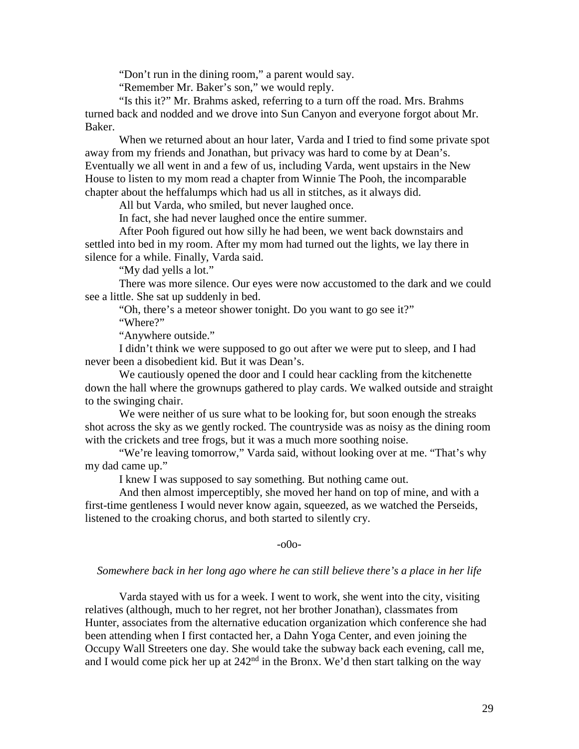"Don't run in the dining room," a parent would say.

"Remember Mr. Baker's son," we would reply.

"Is this it?" Mr. Brahms asked, referring to a turn off the road. Mrs. Brahms turned back and nodded and we drove into Sun Canyon and everyone forgot about Mr. Baker.

When we returned about an hour later, Varda and I tried to find some private spot away from my friends and Jonathan, but privacy was hard to come by at Dean's. Eventually we all went in and a few of us, including Varda, went upstairs in the New House to listen to my mom read a chapter from Winnie The Pooh, the incomparable chapter about the heffalumps which had us all in stitches, as it always did.

All but Varda, who smiled, but never laughed once.

In fact, she had never laughed once the entire summer.

After Pooh figured out how silly he had been, we went back downstairs and settled into bed in my room. After my mom had turned out the lights, we lay there in silence for a while. Finally, Varda said.

"My dad yells a lot."

There was more silence. Our eyes were now accustomed to the dark and we could see a little. She sat up suddenly in bed.

"Oh, there's a meteor shower tonight. Do you want to go see it?"

"Where?"

"Anywhere outside."

I didn't think we were supposed to go out after we were put to sleep, and I had never been a disobedient kid. But it was Dean's.

We cautiously opened the door and I could hear cackling from the kitchenette down the hall where the grownups gathered to play cards. We walked outside and straight to the swinging chair.

We were neither of us sure what to be looking for, but soon enough the streaks shot across the sky as we gently rocked. The countryside was as noisy as the dining room with the crickets and tree frogs, but it was a much more soothing noise.

"We're leaving tomorrow," Varda said, without looking over at me. "That's why my dad came up."

I knew I was supposed to say something. But nothing came out.

And then almost imperceptibly, she moved her hand on top of mine, and with a first-time gentleness I would never know again, squeezed, as we watched the Perseids, listened to the croaking chorus, and both started to silently cry.

-o0o-

*Somewhere back in her long ago where he can still believe there's a place in her life*

Varda stayed with us for a week. I went to work, she went into the city, visiting relatives (although, much to her regret, not her brother Jonathan), classmates from Hunter, associates from the alternative education organization which conference she had been attending when I first contacted her, a Dahn Yoga Center, and even joining the Occupy Wall Streeters one day. She would take the subway back each evening, call me, and I would come pick her up at 242nd in the Bronx. We'd then start talking on the way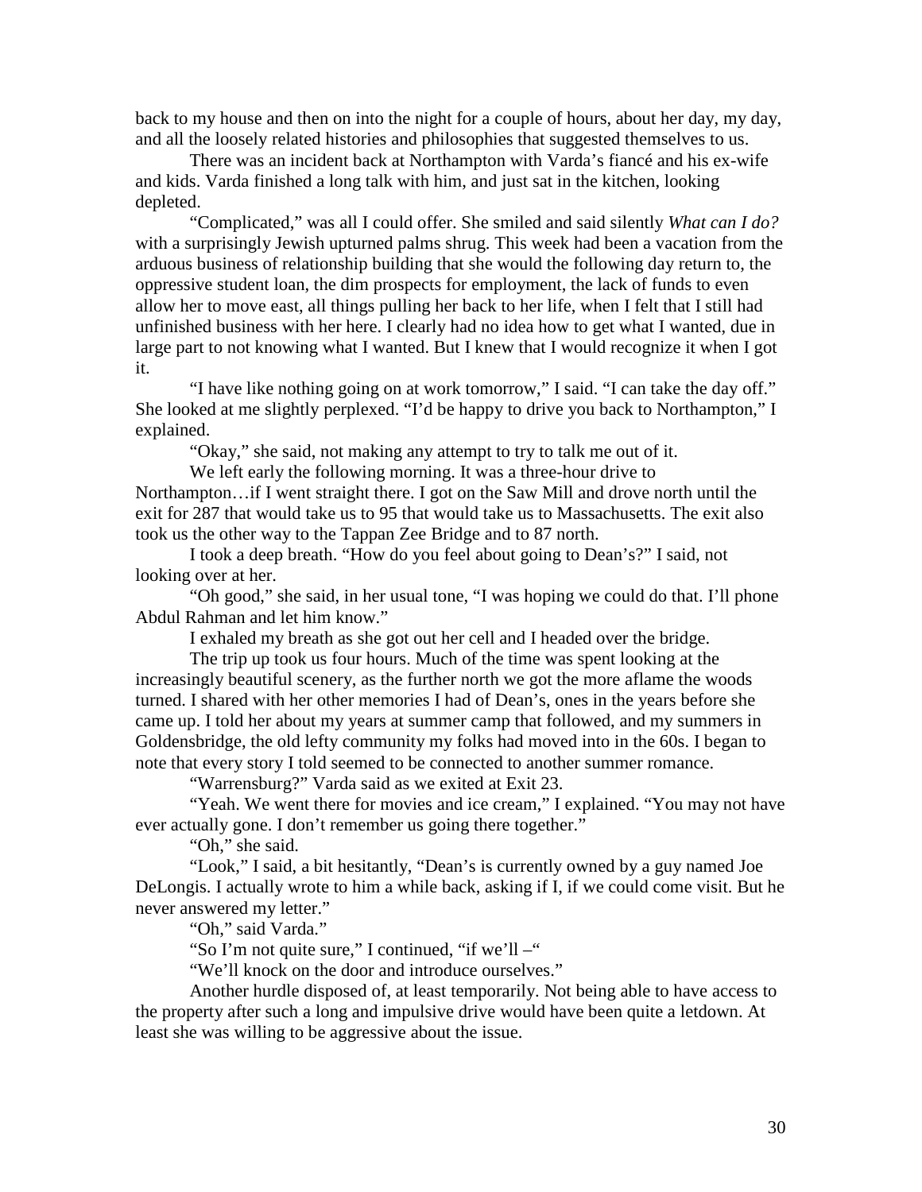back to my house and then on into the night for a couple of hours, about her day, my day, and all the loosely related histories and philosophies that suggested themselves to us.

There was an incident back at Northampton with Varda's fiancé and his ex-wife and kids. Varda finished a long talk with him, and just sat in the kitchen, looking depleted.

"Complicated," was all I could offer. She smiled and said silently *What can I do?* with a surprisingly Jewish upturned palms shrug. This week had been a vacation from the arduous business of relationship building that she would the following day return to, the oppressive student loan, the dim prospects for employment, the lack of funds to even allow her to move east, all things pulling her back to her life, when I felt that I still had unfinished business with her here. I clearly had no idea how to get what I wanted, due in large part to not knowing what I wanted. But I knew that I would recognize it when I got it.

"I have like nothing going on at work tomorrow," I said. "I can take the day off." She looked at me slightly perplexed. "I'd be happy to drive you back to Northampton," I explained.

"Okay," she said, not making any attempt to try to talk me out of it.

We left early the following morning. It was a three-hour drive to Northampton…if I went straight there. I got on the Saw Mill and drove north until the exit for 287 that would take us to 95 that would take us to Massachusetts. The exit also took us the other way to the Tappan Zee Bridge and to 87 north.

I took a deep breath. "How do you feel about going to Dean's?" I said, not looking over at her.

"Oh good," she said, in her usual tone, "I was hoping we could do that. I'll phone Abdul Rahman and let him know."

I exhaled my breath as she got out her cell and I headed over the bridge.

The trip up took us four hours. Much of the time was spent looking at the increasingly beautiful scenery, as the further north we got the more aflame the woods turned. I shared with her other memories I had of Dean's, ones in the years before she came up. I told her about my years at summer camp that followed, and my summers in Goldensbridge, the old lefty community my folks had moved into in the 60s. I began to note that every story I told seemed to be connected to another summer romance.

"Warrensburg?" Varda said as we exited at Exit 23.

"Yeah. We went there for movies and ice cream," I explained. "You may not have ever actually gone. I don't remember us going there together."

"Oh," she said.

"Look," I said, a bit hesitantly, "Dean's is currently owned by a guy named Joe DeLongis. I actually wrote to him a while back, asking if I, if we could come visit. But he never answered my letter."

"Oh," said Varda."

"So I'm not quite sure," I continued, "if we'll –"

"We'll knock on the door and introduce ourselves."

Another hurdle disposed of, at least temporarily. Not being able to have access to the property after such a long and impulsive drive would have been quite a letdown. At least she was willing to be aggressive about the issue.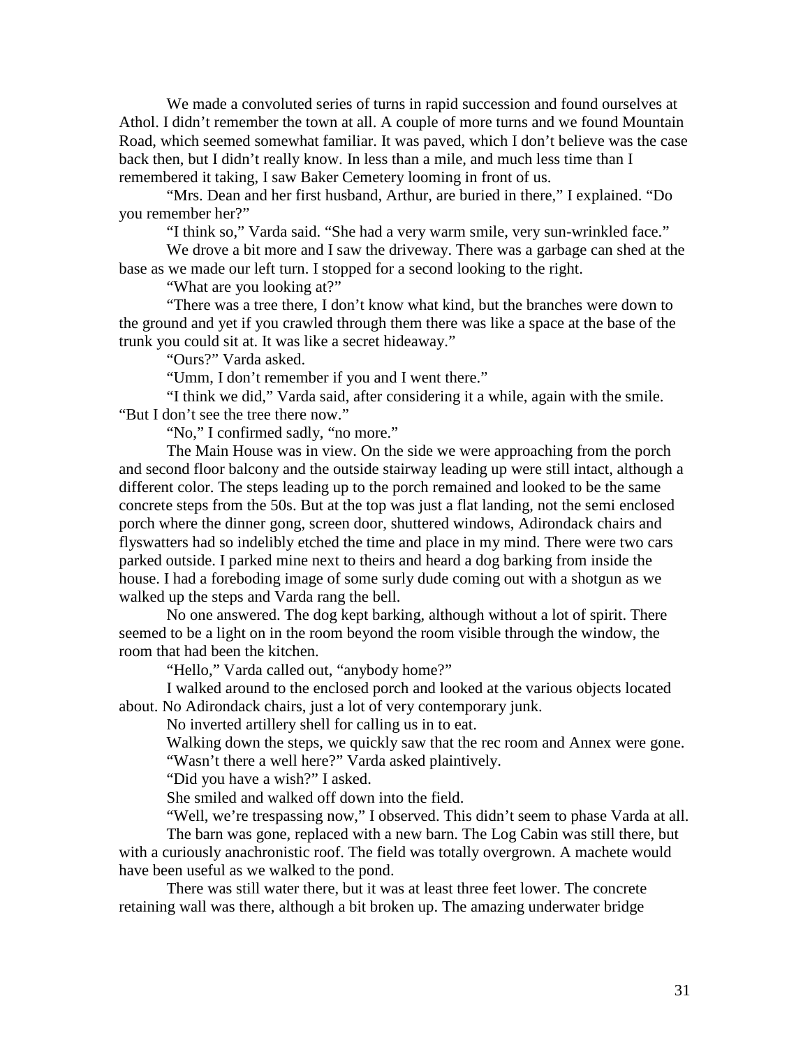We made a convoluted series of turns in rapid succession and found ourselves at Athol. I didn't remember the town at all. A couple of more turns and we found Mountain Road, which seemed somewhat familiar. It was paved, which I don't believe was the case back then, but I didn't really know. In less than a mile, and much less time than I remembered it taking, I saw Baker Cemetery looming in front of us.

"Mrs. Dean and her first husband, Arthur, are buried in there," I explained. "Do you remember her?"

"I think so," Varda said. "She had a very warm smile, very sun-wrinkled face."

We drove a bit more and I saw the driveway. There was a garbage can shed at the base as we made our left turn. I stopped for a second looking to the right.

"What are you looking at?"

"There was a tree there, I don't know what kind, but the branches were down to the ground and yet if you crawled through them there was like a space at the base of the trunk you could sit at. It was like a secret hideaway."

"Ours?" Varda asked.

"Umm, I don't remember if you and I went there."

"I think we did," Varda said, after considering it a while, again with the smile. "But I don't see the tree there now."

"No," I confirmed sadly, "no more."

The Main House was in view. On the side we were approaching from the porch and second floor balcony and the outside stairway leading up were still intact, although a different color. The steps leading up to the porch remained and looked to be the same concrete steps from the 50s. But at the top was just a flat landing, not the semi enclosed porch where the dinner gong, screen door, shuttered windows, Adirondack chairs and flyswatters had so indelibly etched the time and place in my mind. There were two cars parked outside. I parked mine next to theirs and heard a dog barking from inside the house. I had a foreboding image of some surly dude coming out with a shotgun as we walked up the steps and Varda rang the bell.

No one answered. The dog kept barking, although without a lot of spirit. There seemed to be a light on in the room beyond the room visible through the window, the room that had been the kitchen.

"Hello," Varda called out, "anybody home?"

I walked around to the enclosed porch and looked at the various objects located about. No Adirondack chairs, just a lot of very contemporary junk.

No inverted artillery shell for calling us in to eat.

Walking down the steps, we quickly saw that the rec room and Annex were gone.

"Wasn't there a well here?" Varda asked plaintively.

"Did you have a wish?" I asked.

She smiled and walked off down into the field.

"Well, we're trespassing now," I observed. This didn't seem to phase Varda at all.

The barn was gone, replaced with a new barn. The Log Cabin was still there, but with a curiously anachronistic roof. The field was totally overgrown. A machete would have been useful as we walked to the pond.

There was still water there, but it was at least three feet lower. The concrete retaining wall was there, although a bit broken up. The amazing underwater bridge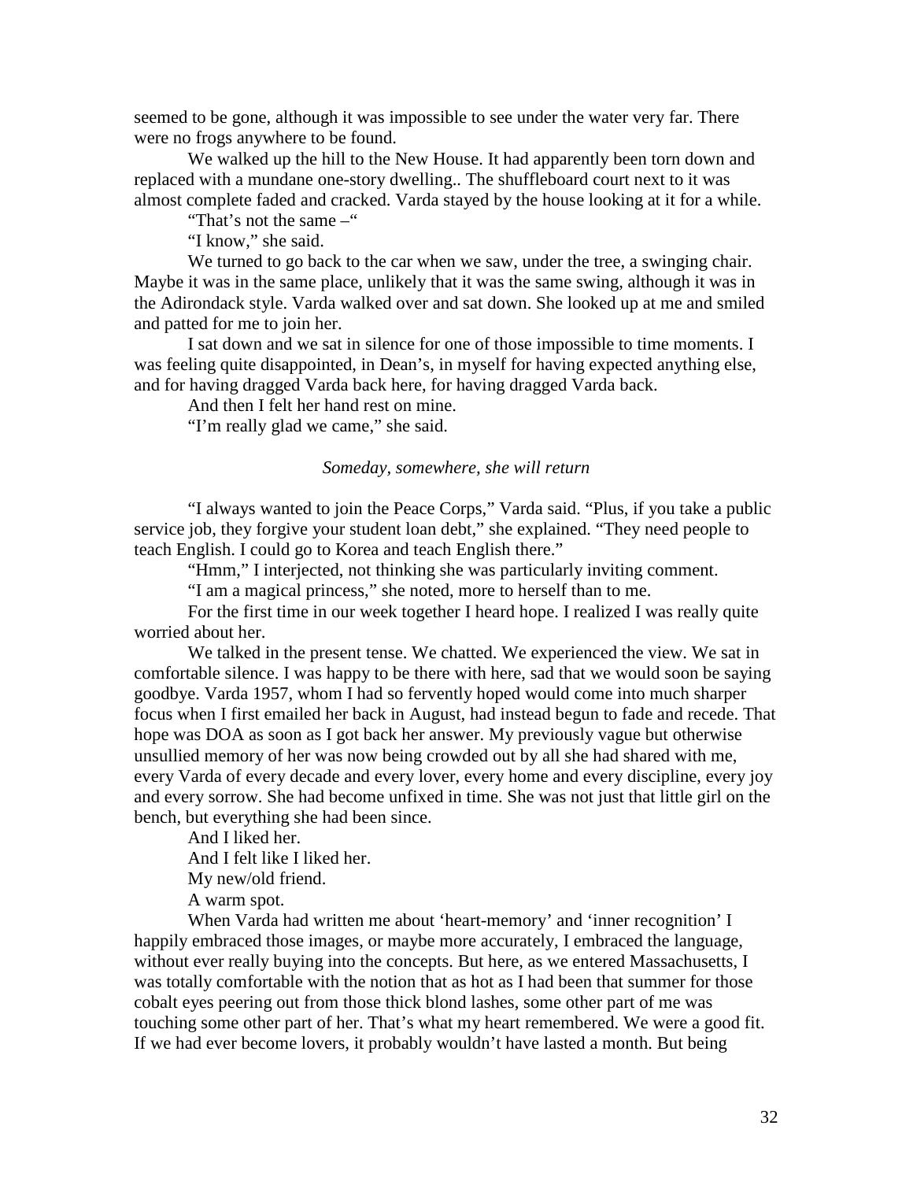seemed to be gone, although it was impossible to see under the water very far. There were no frogs anywhere to be found.

We walked up the hill to the New House. It had apparently been torn down and replaced with a mundane one-story dwelling.. The shuffleboard court next to it was almost complete faded and cracked. Varda stayed by the house looking at it for a while.

"That's not the same –"

"I know," she said.

We turned to go back to the car when we saw, under the tree, a swinging chair. Maybe it was in the same place, unlikely that it was the same swing, although it was in the Adirondack style. Varda walked over and sat down. She looked up at me and smiled and patted for me to join her.

I sat down and we sat in silence for one of those impossible to time moments. I was feeling quite disappointed, in Dean's, in myself for having expected anything else, and for having dragged Varda back here, for having dragged Varda back.

And then I felt her hand rest on mine.

"I'm really glad we came," she said.

*Someday, somewhere, she will return*

"I always wanted to join the Peace Corps," Varda said. "Plus, if you take a public service job, they forgive your student loan debt," she explained. "They need people to teach English. I could go to Korea and teach English there."

"Hmm," I interjected, not thinking she was particularly inviting comment.

"I am a magical princess," she noted, more to herself than to me.

For the first time in our week together I heard hope. I realized I was really quite worried about her.

We talked in the present tense. We chatted. We experienced the view. We sat in comfortable silence. I was happy to be there with here, sad that we would soon be saying goodbye. Varda 1957, whom I had so fervently hoped would come into much sharper focus when I first emailed her back in August, had instead begun to fade and recede. That hope was DOA as soon as I got back her answer. My previously vague but otherwise unsullied memory of her was now being crowded out by all she had shared with me, every Varda of every decade and every lover, every home and every discipline, every joy and every sorrow. She had become unfixed in time. She was not just that little girl on the bench, but everything she had been since.

And I liked her.

And I felt like I liked her.

My new/old friend.

A warm spot.

When Varda had written me about 'heart-memory' and 'inner recognition' I happily embraced those images, or maybe more accurately, I embraced the language, without ever really buying into the concepts. But here, as we entered Massachusetts, I was totally comfortable with the notion that as hot as I had been that summer for those cobalt eyes peering out from those thick blond lashes, some other part of me was touching some other part of her. That's what my heart remembered. We were a good fit. If we had ever become lovers, it probably wouldn't have lasted a month. But being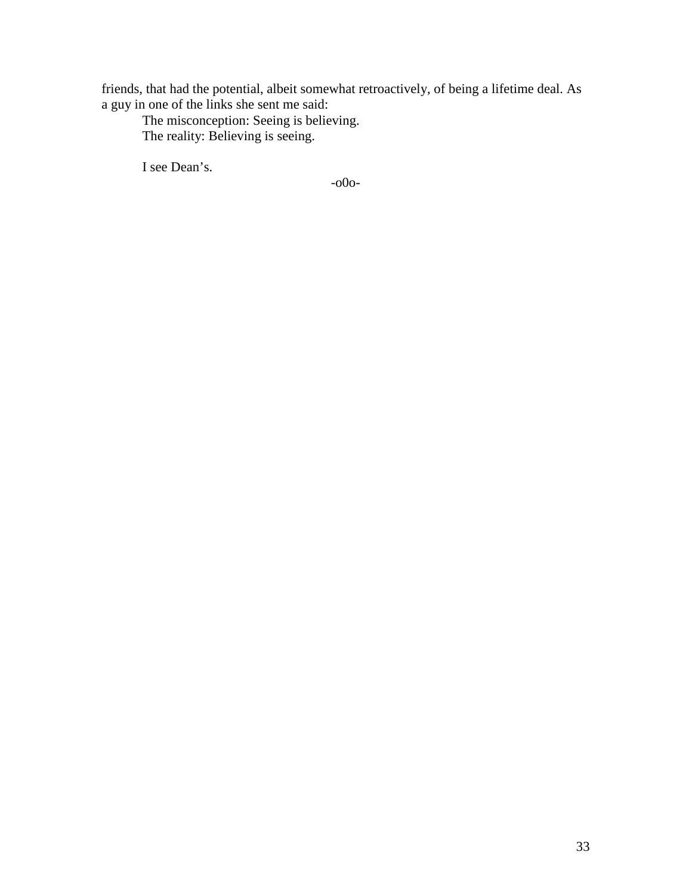friends, that had the potential, albeit somewhat retroactively, of being a lifetime deal. As a guy in one of the links she sent me said:

The misconception: Seeing is believing.
The reality: Believing is seeing.

I see Dean's.

-o0o-